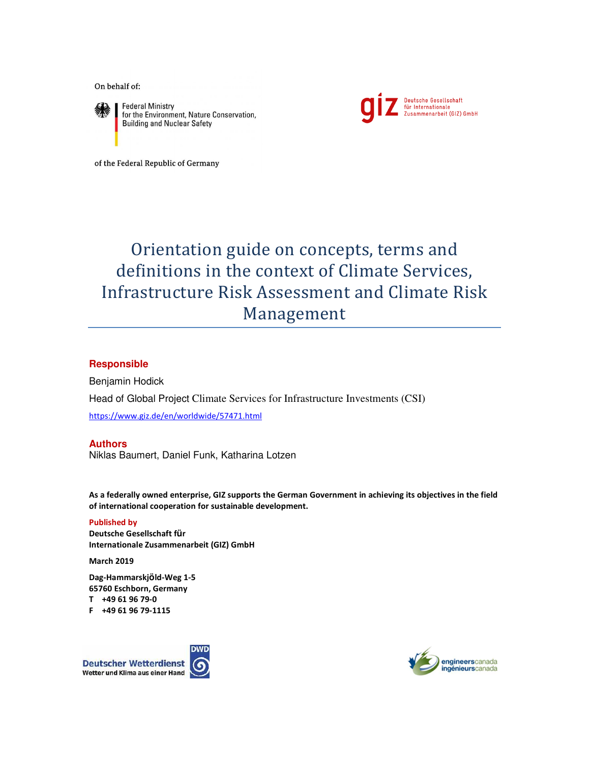On behalf of:

Federal Ministry for the Environment, Nature Conservation, Building and Nuclear Safety

of the Federal Republic of Germany

giz Deutsche Gesellschaft für Internationale Zusammenarbeit (GIZ) GmbH

# Orientation guide on concepts, terms and definitions in the context of Climate Services, Infrastructure Risk Assessment and Climate Risk Management

**Responsible**

Benjamin Hodick

Head of Global Project Climate Services for Infrastructure Investments (CSI)

https://www.giz.de/en/worldwide/57471.html

**Authors**

Niklas Baumert, Daniel Funk, Katharina Lotzen

**As a federally owned enterprise, GIZ supports the German Government in achieving its objectives in the field of international cooperation for sustainable development.**

**Published by**

**Deutsche Gesellschaft für Internationale Zusammenarbeit (GIZ) GmbH**

**March 2019**

**Dag-HammarskjÖld-Weg 1-5**
**65760 Eschborn, Germany**
**T +49 61 96 79-0**
**F +49 61 96 79-1115**

Deutscher Wetterdienst DWD
Wetter und Klima aus einer Hand

engineerscanada ingénieurscanada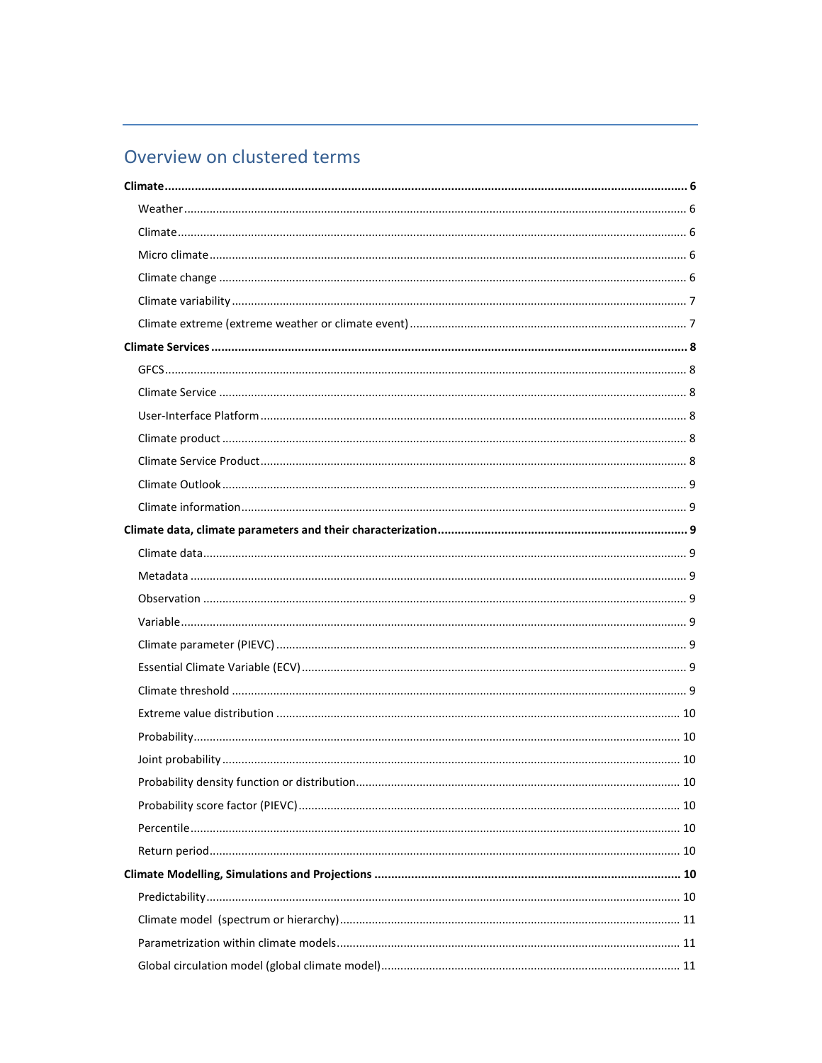## Overview on clustered terms

**Climate** ........ 6

- Weather ........ 6
- Climate ........ 6
- Micro climate ........ 6
- Climate change ........ 6
- Climate variability ........ 7
- Climate extreme (extreme weather or climate event) ........ 7

**Climate Services** ........ 8

- GFCS ........ 8
- Climate Service ........ 8
- User-Interface Platform ........ 8
- Climate product ........ 8
- Climate Service Product ........ 8
- Climate Outlook ........ 9
- Climate information ........ 9

**Climate data, climate parameters and their characterization** ........ 9

- Climate data ........ 9
- Metadata ........ 9
- Observation ........ 9
- Variable ........ 9
- Climate parameter (PIEVC) ........ 9
- Essential Climate Variable (ECV) ........ 9
- Climate threshold ........ 9
- Extreme value distribution ........ 10
- Probability ........ 10
- Joint probability ........ 10
- Probability density function or distribution ........ 10
- Probability score factor (PIEVC) ........ 10
- Percentile ........ 10
- Return period ........ 10

**Climate Modelling, Simulations and Projections** ........ 10

- Predictability ........ 10
- Climate model (spectrum or hierarchy) ........ 11
- Parametrization within climate models ........ 11
- Global circulation model (global climate model) ........ 11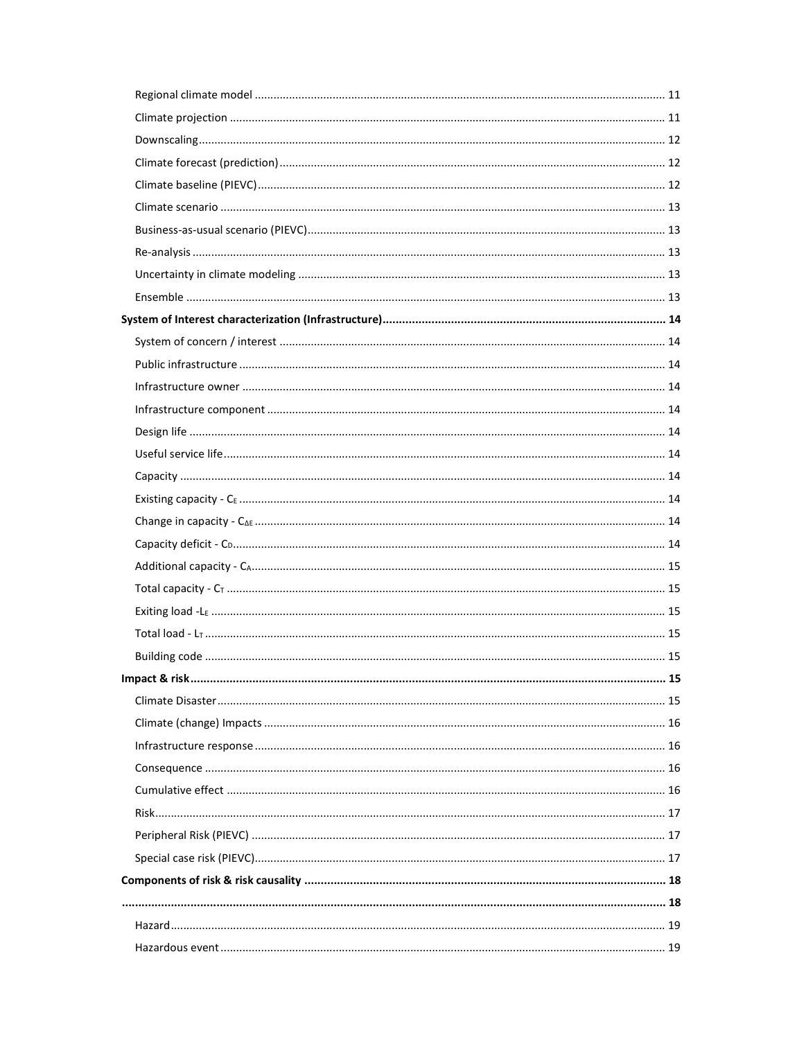Regional climate model ........ 11
Climate projection ........ 11
Downscaling ........ 12
Climate forecast (prediction) ........ 12
Climate baseline (PIEVC) ........ 12
Climate scenario ........ 13
Business-as-usual scenario (PIEVC) ........ 13
Re-analysis ........ 13
Uncertainty in climate modeling ........ 13
Ensemble ........ 13

**System of Interest characterization (Infrastructure) ........ 14**

System of concern / interest ........ 14
Public infrastructure ........ 14
Infrastructure owner ........ 14
Infrastructure component ........ 14
Design life ........ 14
Useful service life ........ 14
Capacity ........ 14
Existing capacity - $C_E$ ........ 14
Change in capacity - $C_{\Delta E}$ ........ 14
Capacity deficit - $C_D$ ........ 14
Additional capacity - $C_A$ ........ 15
Total capacity - $C_T$ ........ 15
Exiting load -$L_E$ ........ 15
Total load - $L_T$ ........ 15
Building code ........ 15

**Impact & risk ........ 15**

Climate Disaster ........ 15
Climate (change) Impacts ........ 16
Infrastructure response ........ 16
Consequence ........ 16
Cumulative effect ........ 16
Risk ........ 17
Peripheral Risk (PIEVC) ........ 17
Special case risk (PIEVC) ........ 17

**Components of risk & risk causality ........ 18**

**........ 18**

Hazard ........ 19
Hazardous event ........ 19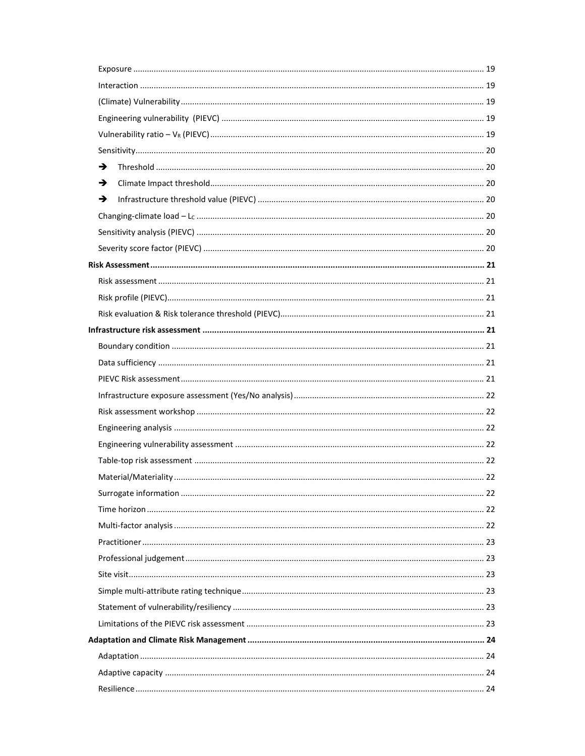- Exposure ..... 19
- Interaction ..... 19
- (Climate) Vulnerability ..... 19
- Engineering vulnerability (PIEVC) ..... 19
- Vulnerability ratio – $V_R$ (PIEVC) ..... 19
- Sensitivity ..... 20
  - ➔ Threshold ..... 20
  - ➔ Climate Impact threshold ..... 20
  - ➔ Infrastructure threshold value (PIEVC) ..... 20
- Changing-climate load – $L_C$ ..... 20
- Sensitivity analysis (PIEVC) ..... 20
- Severity score factor (PIEVC) ..... 20

**Risk Assessment ..... 21**

- Risk assessment ..... 21
- Risk profile (PIEVC) ..... 21
- Risk evaluation & Risk tolerance threshold (PIEVC) ..... 21

**Infrastructure risk assessment ..... 21**

- Boundary condition ..... 21
- Data sufficiency ..... 21
- PIEVC Risk assessment ..... 21
- Infrastructure exposure assessment (Yes/No analysis) ..... 22
- Risk assessment workshop ..... 22
- Engineering analysis ..... 22
- Engineering vulnerability assessment ..... 22
- Table-top risk assessment ..... 22
- Material/Materiality ..... 22
- Surrogate information ..... 22
- Time horizon ..... 22
- Multi-factor analysis ..... 22
- Practitioner ..... 23
- Professional judgement ..... 23
- Site visit ..... 23
- Simple multi-attribute rating technique ..... 23
- Statement of vulnerability/resiliency ..... 23
- Limitations of the PIEVC risk assessment ..... 23

**Adaptation and Climate Risk Management ..... 24**

- Adaptation ..... 24
- Adaptive capacity ..... 24
- Resilience ..... 24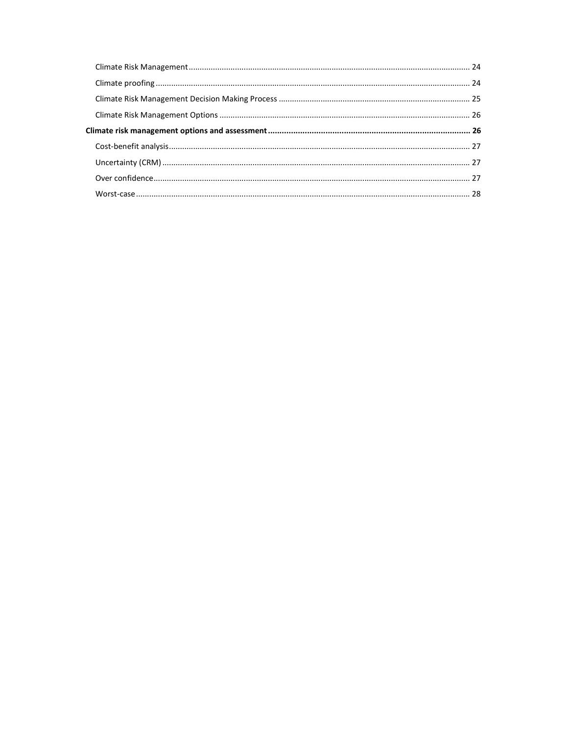Climate Risk Management ........................................................................ 24

Climate proofing ........................................................................ 24

Climate Risk Management Decision Making Process ........................................................................ 25

Climate Risk Management Options ........................................................................ 26

**Climate risk management options and assessment ........................................................................ 26**

Cost-benefit analysis ........................................................................ 27

Uncertainty (CRM) ........................................................................ 27

Over confidence ........................................................................ 27

Worst-case ........................................................................ 28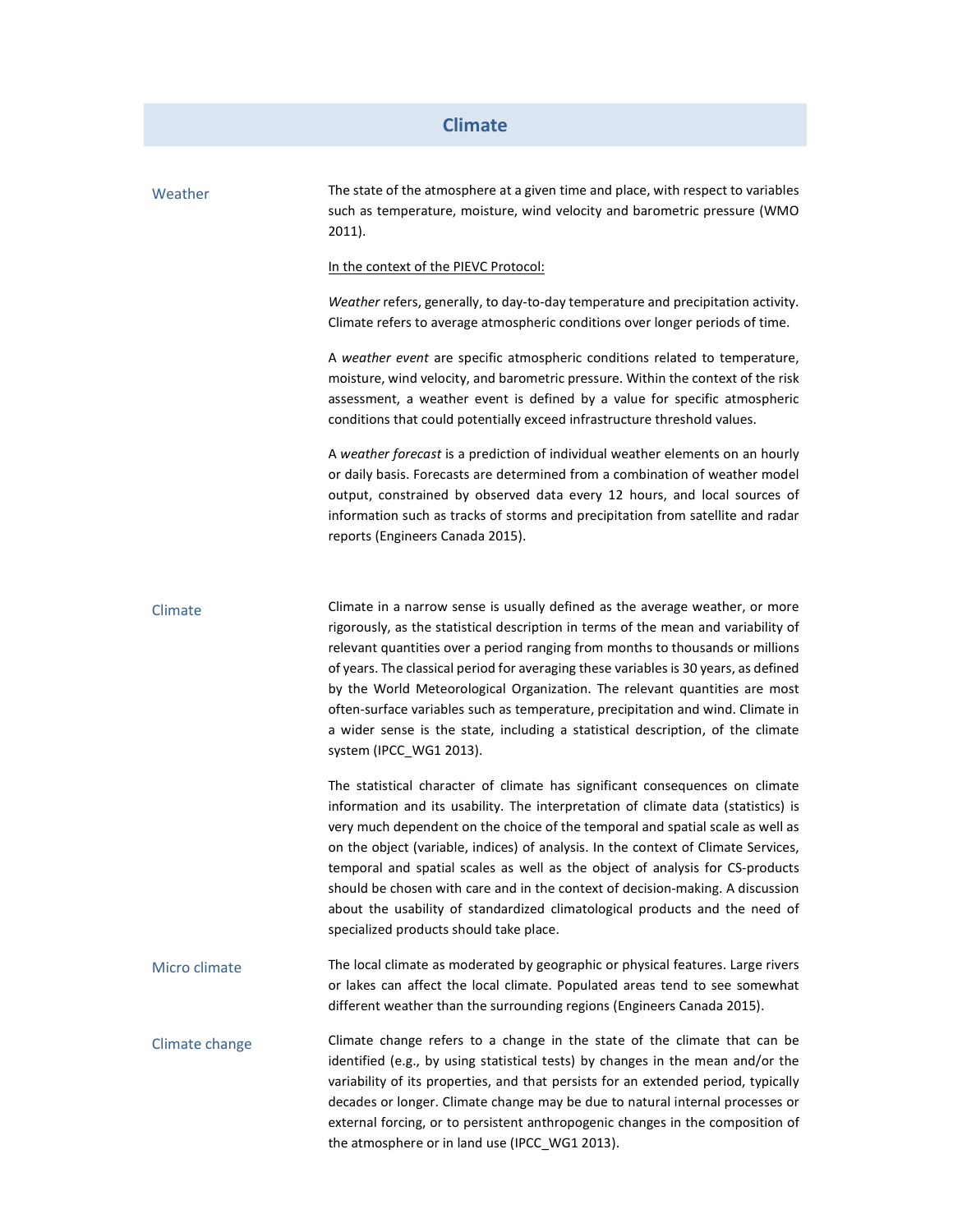## Climate

**Weather**

The state of the atmosphere at a given time and place, with respect to variables such as temperature, moisture, wind velocity and barometric pressure (WMO 2011).

<u>In the context of the PIEVC Protocol:</u>

*Weather* refers, generally, to day-to-day temperature and precipitation activity. Climate refers to average atmospheric conditions over longer periods of time.

A *weather event* are specific atmospheric conditions related to temperature, moisture, wind velocity, and barometric pressure. Within the context of the risk assessment, a weather event is defined by a value for specific atmospheric conditions that could potentially exceed infrastructure threshold values.

A *weather forecast* is a prediction of individual weather elements on an hourly or daily basis. Forecasts are determined from a combination of weather model output, constrained by observed data every 12 hours, and local sources of information such as tracks of storms and precipitation from satellite and radar reports (Engineers Canada 2015).

**Climate**

Climate in a narrow sense is usually defined as the average weather, or more rigorously, as the statistical description in terms of the mean and variability of relevant quantities over a period ranging from months to thousands or millions of years. The classical period for averaging these variables is 30 years, as defined by the World Meteorological Organization. The relevant quantities are most often-surface variables such as temperature, precipitation and wind. Climate in a wider sense is the state, including a statistical description, of the climate system (IPCC_WG1 2013).

The statistical character of climate has significant consequences on climate information and its usability. The interpretation of climate data (statistics) is very much dependent on the choice of the temporal and spatial scale as well as on the object (variable, indices) of analysis. In the context of Climate Services, temporal and spatial scales as well as the object of analysis for CS-products should be chosen with care and in the context of decision-making. A discussion about the usability of standardized climatological products and the need of specialized products should take place.

**Micro climate**

The local climate as moderated by geographic or physical features. Large rivers or lakes can affect the local climate. Populated areas tend to see somewhat different weather than the surrounding regions (Engineers Canada 2015).

**Climate change**

Climate change refers to a change in the state of the climate that can be identified (e.g., by using statistical tests) by changes in the mean and/or the variability of its properties, and that persists for an extended period, typically decades or longer. Climate change may be due to natural internal processes or external forcing, or to persistent anthropogenic changes in the composition of the atmosphere or in land use (IPCC_WG1 2013).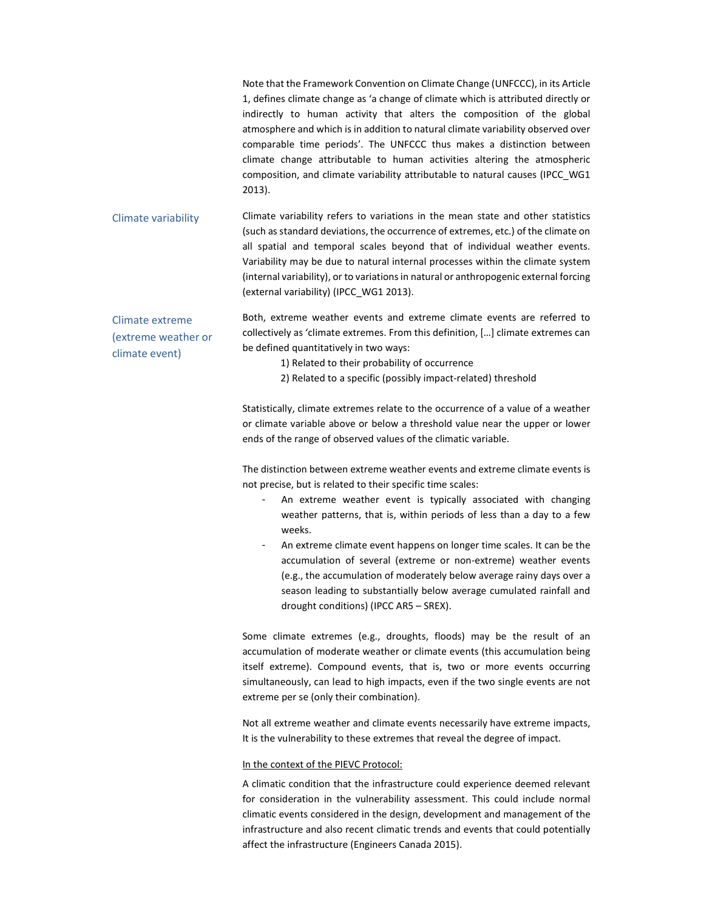Note that the Framework Convention on Climate Change (UNFCCC), in its Article 1, defines climate change as 'a change of climate which is attributed directly or indirectly to human activity that alters the composition of the global atmosphere and which is in addition to natural climate variability observed over comparable time periods'. The UNFCCC thus makes a distinction between climate change attributable to human activities altering the atmospheric composition, and climate variability attributable to natural causes (IPCC_WG1 2013).

**Climate variability**

Climate variability refers to variations in the mean state and other statistics (such as standard deviations, the occurrence of extremes, etc.) of the climate on all spatial and temporal scales beyond that of individual weather events. Variability may be due to natural internal processes within the climate system (internal variability), or to variations in natural or anthropogenic external forcing (external variability) (IPCC_WG1 2013).

**Climate extreme (extreme weather or climate event)**

Both, extreme weather events and extreme climate events are referred to collectively as 'climate extremes. From this definition, [...] climate extremes can be defined quantitatively in two ways:

1) Related to their probability of occurrence
2) Related to a specific (possibly impact-related) threshold

Statistically, climate extremes relate to the occurrence of a value of a weather or climate variable above or below a threshold value near the upper or lower ends of the range of observed values of the climatic variable.

The distinction between extreme weather events and extreme climate events is not precise, but is related to their specific time scales:

- An extreme weather event is typically associated with changing weather patterns, that is, within periods of less than a day to a few weeks.
- An extreme climate event happens on longer time scales. It can be the accumulation of several (extreme or non-extreme) weather events (e.g., the accumulation of moderately below average rainy days over a season leading to substantially below average cumulated rainfall and drought conditions) (IPCC AR5 – SREX).

Some climate extremes (e.g., droughts, floods) may be the result of an accumulation of moderate weather or climate events (this accumulation being itself extreme). Compound events, that is, two or more events occurring simultaneously, can lead to high impacts, even if the two single events are not extreme per se (only their combination).

Not all extreme weather and climate events necessarily have extreme impacts, It is the vulnerability to these extremes that reveal the degree of impact.

In the context of the PIEVC Protocol:

A climatic condition that the infrastructure could experience deemed relevant for consideration in the vulnerability assessment. This could include normal climatic events considered in the design, development and management of the infrastructure and also recent climatic trends and events that could potentially affect the infrastructure (Engineers Canada 2015).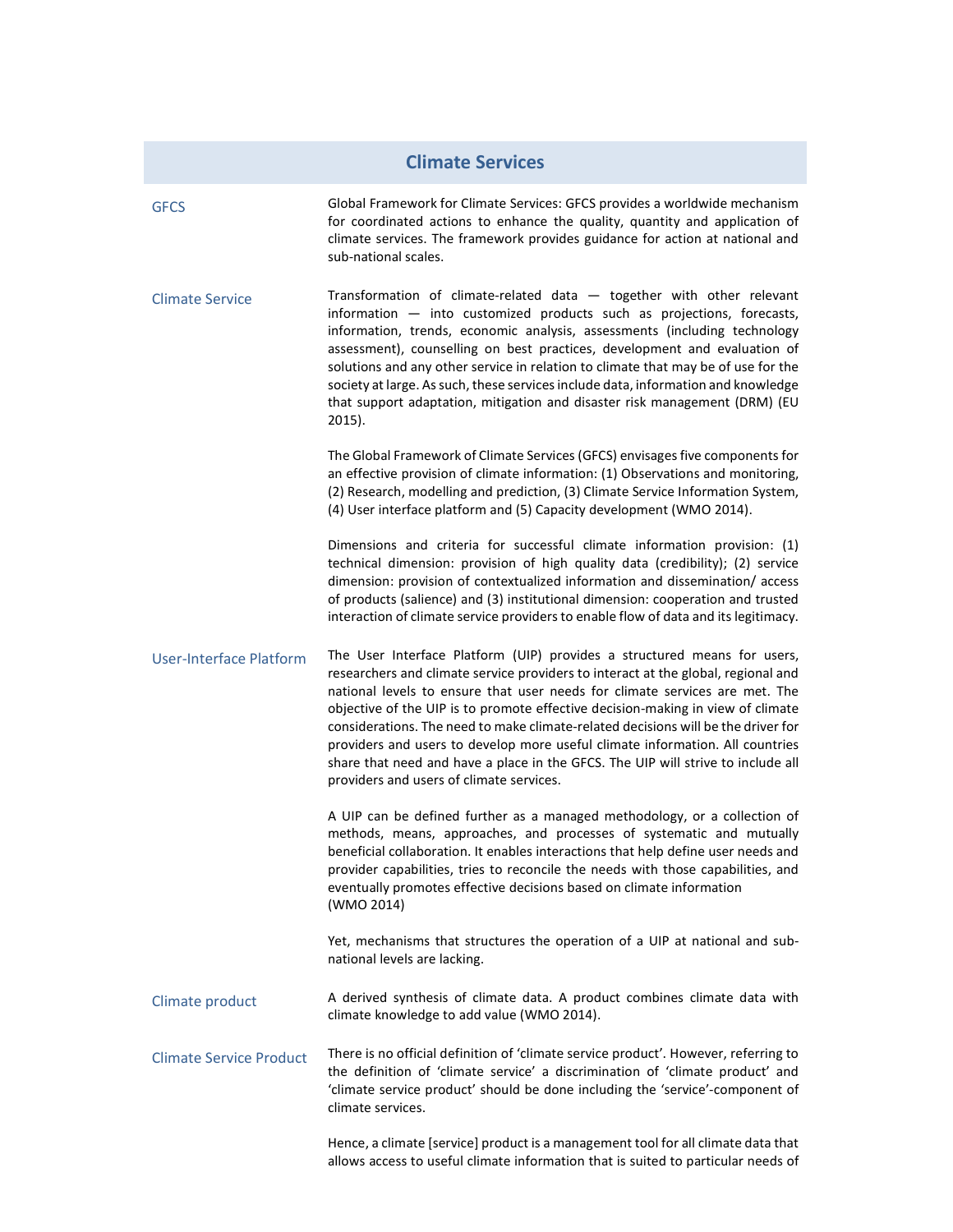## Climate Services

**GFCS**

Global Framework for Climate Services: GFCS provides a worldwide mechanism for coordinated actions to enhance the quality, quantity and application of climate services. The framework provides guidance for action at national and sub-national scales.

**Climate Service**

Transformation of climate-related data — together with other relevant information — into customized products such as projections, forecasts, information, trends, economic analysis, assessments (including technology assessment), counselling on best practices, development and evaluation of solutions and any other service in relation to climate that may be of use for the society at large. As such, these services include data, information and knowledge that support adaptation, mitigation and disaster risk management (DRM) (EU 2015).

The Global Framework of Climate Services (GFCS) envisages five components for an effective provision of climate information: (1) Observations and monitoring, (2) Research, modelling and prediction, (3) Climate Service Information System, (4) User interface platform and (5) Capacity development (WMO 2014).

Dimensions and criteria for successful climate information provision: (1) technical dimension: provision of high quality data (credibility); (2) service dimension: provision of contextualized information and dissemination/ access of products (salience) and (3) institutional dimension: cooperation and trusted interaction of climate service providers to enable flow of data and its legitimacy.

**User-Interface Platform**

The User Interface Platform (UIP) provides a structured means for users, researchers and climate service providers to interact at the global, regional and national levels to ensure that user needs for climate services are met. The objective of the UIP is to promote effective decision-making in view of climate considerations. The need to make climate-related decisions will be the driver for providers and users to develop more useful climate information. All countries share that need and have a place in the GFCS. The UIP will strive to include all providers and users of climate services.

A UIP can be defined further as a managed methodology, or a collection of methods, means, approaches, and processes of systematic and mutually beneficial collaboration. It enables interactions that help define user needs and provider capabilities, tries to reconcile the needs with those capabilities, and eventually promotes effective decisions based on climate information (WMO 2014)

Yet, mechanisms that structures the operation of a UIP at national and sub-national levels are lacking.

**Climate product**

A derived synthesis of climate data. A product combines climate data with climate knowledge to add value (WMO 2014).

**Climate Service Product**

There is no official definition of 'climate service product'. However, referring to the definition of 'climate service' a discrimination of 'climate product' and 'climate service product' should be done including the 'service'-component of climate services.

Hence, a climate [service] product is a management tool for all climate data that allows access to useful climate information that is suited to particular needs of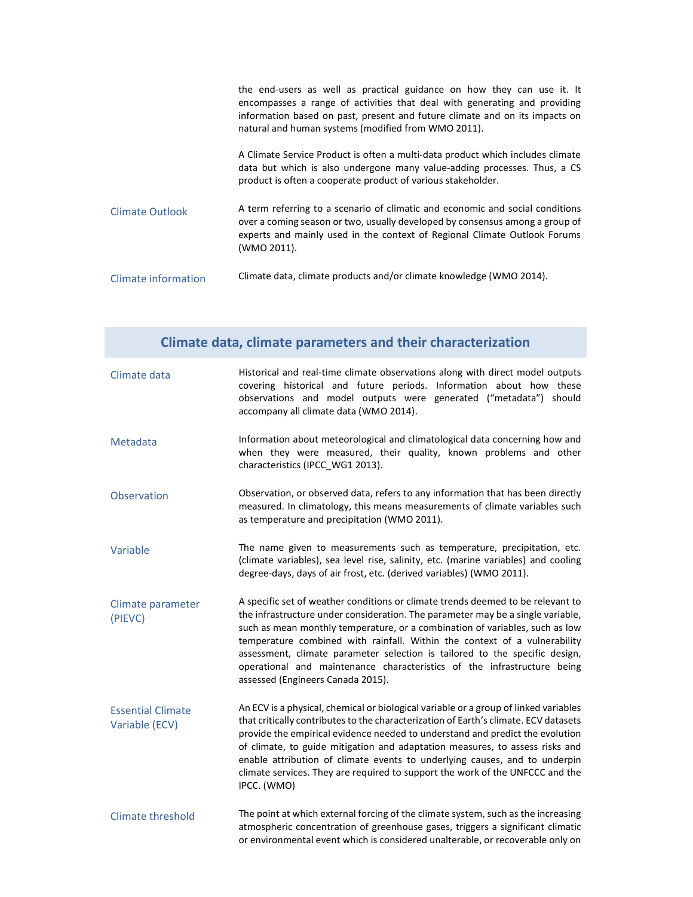the end-users as well as practical guidance on how they can use it. It encompasses a range of activities that deal with generating and providing information based on past, present and future climate and on its impacts on natural and human systems (modified from WMO 2011).

A Climate Service Product is often a multi-data product which includes climate data but which is also undergone many value-adding processes. Thus, a CS product is often a cooperate product of various stakeholder.

**Climate Outlook** — A term referring to a scenario of climatic and economic and social conditions over a coming season or two, usually developed by consensus among a group of experts and mainly used in the context of Regional Climate Outlook Forums (WMO 2011).

**Climate information** — Climate data, climate products and/or climate knowledge (WMO 2014).

## Climate data, climate parameters and their characterization

**Climate data** — Historical and real-time climate observations along with direct model outputs covering historical and future periods. Information about how these observations and model outputs were generated ("metadata") should accompany all climate data (WMO 2014).

**Metadata** — Information about meteorological and climatological data concerning how and when they were measured, their quality, known problems and other characteristics (IPCC_WG1 2013).

**Observation** — Observation, or observed data, refers to any information that has been directly measured. In climatology, this means measurements of climate variables such as temperature and precipitation (WMO 2011).

**Variable** — The name given to measurements such as temperature, precipitation, etc. (climate variables), sea level rise, salinity, etc. (marine variables) and cooling degree-days, days of air frost, etc. (derived variables) (WMO 2011).

**Climate parameter (PIEVC)** — A specific set of weather conditions or climate trends deemed to be relevant to the infrastructure under consideration. The parameter may be a single variable, such as mean monthly temperature, or a combination of variables, such as low temperature combined with rainfall. Within the context of a vulnerability assessment, climate parameter selection is tailored to the specific design, operational and maintenance characteristics of the infrastructure being assessed (Engineers Canada 2015).

**Essential Climate Variable (ECV)** — An ECV is a physical, chemical or biological variable or a group of linked variables that critically contributes to the characterization of Earth's climate. ECV datasets provide the empirical evidence needed to understand and predict the evolution of climate, to guide mitigation and adaptation measures, to assess risks and enable attribution of climate events to underlying causes, and to underpin climate services. They are required to support the work of the UNFCCC and the IPCC. (WMO)

**Climate threshold** — The point at which external forcing of the climate system, such as the increasing atmospheric concentration of greenhouse gases, triggers a significant climatic or environmental event which is considered unalterable, or recoverable only on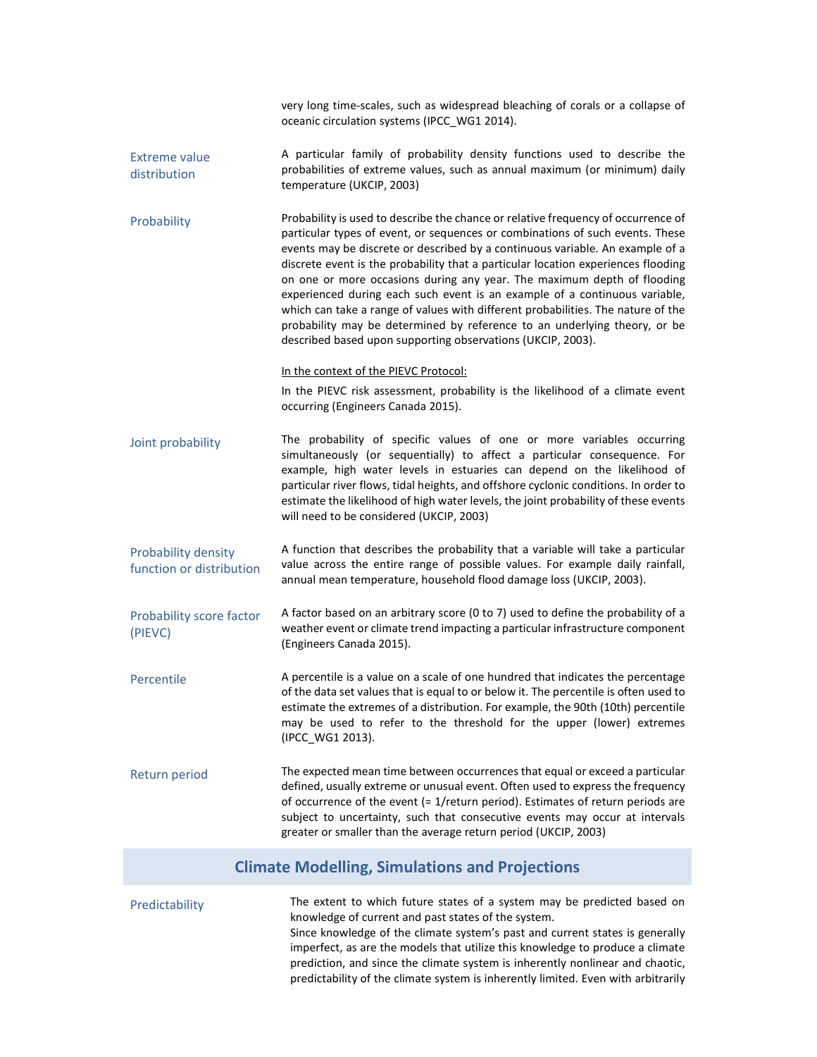very long time-scales, such as widespread bleaching of corals or a collapse of oceanic circulation systems (IPCC_WG1 2014).

**Extreme value distribution**

A particular family of probability density functions used to describe the probabilities of extreme values, such as annual maximum (or minimum) daily temperature (UKCIP, 2003)

**Probability**

Probability is used to describe the chance or relative frequency of occurrence of particular types of event, or sequences or combinations of such events. These events may be discrete or described by a continuous variable. An example of a discrete event is the probability that a particular location experiences flooding on one or more occasions during any year. The maximum depth of flooding experienced during each such event is an example of a continuous variable, which can take a range of values with different probabilities. The nature of the probability may be determined by reference to an underlying theory, or be described based upon supporting observations (UKCIP, 2003).

<u>In the context of the PIEVC Protocol:</u>

In the PIEVC risk assessment, probability is the likelihood of a climate event occurring (Engineers Canada 2015).

**Joint probability**

The probability of specific values of one or more variables occurring simultaneously (or sequentially) to affect a particular consequence. For example, high water levels in estuaries can depend on the likelihood of particular river flows, tidal heights, and offshore cyclonic conditions. In order to estimate the likelihood of high water levels, the joint probability of these events will need to be considered (UKCIP, 2003)

**Probability density function or distribution**

A function that describes the probability that a variable will take a particular value across the entire range of possible values. For example daily rainfall, annual mean temperature, household flood damage loss (UKCIP, 2003).

**Probability score factor (PIEVC)**

A factor based on an arbitrary score (0 to 7) used to define the probability of a weather event or climate trend impacting a particular infrastructure component (Engineers Canada 2015).

**Percentile**

A percentile is a value on a scale of one hundred that indicates the percentage of the data set values that is equal to or below it. The percentile is often used to estimate the extremes of a distribution. For example, the 90th (10th) percentile may be used to refer to the threshold for the upper (lower) extremes (IPCC_WG1 2013).

**Return period**

The expected mean time between occurrences that equal or exceed a particular defined, usually extreme or unusual event. Often used to express the frequency of occurrence of the event (= 1/return period). Estimates of return periods are subject to uncertainty, such that consecutive events may occur at intervals greater or smaller than the average return period (UKCIP, 2003)

## Climate Modelling, Simulations and Projections

**Predictability**

The extent to which future states of a system may be predicted based on knowledge of current and past states of the system.
Since knowledge of the climate system's past and current states is generally imperfect, as are the models that utilize this knowledge to produce a climate prediction, and since the climate system is inherently nonlinear and chaotic, predictability of the climate system is inherently limited. Even with arbitrarily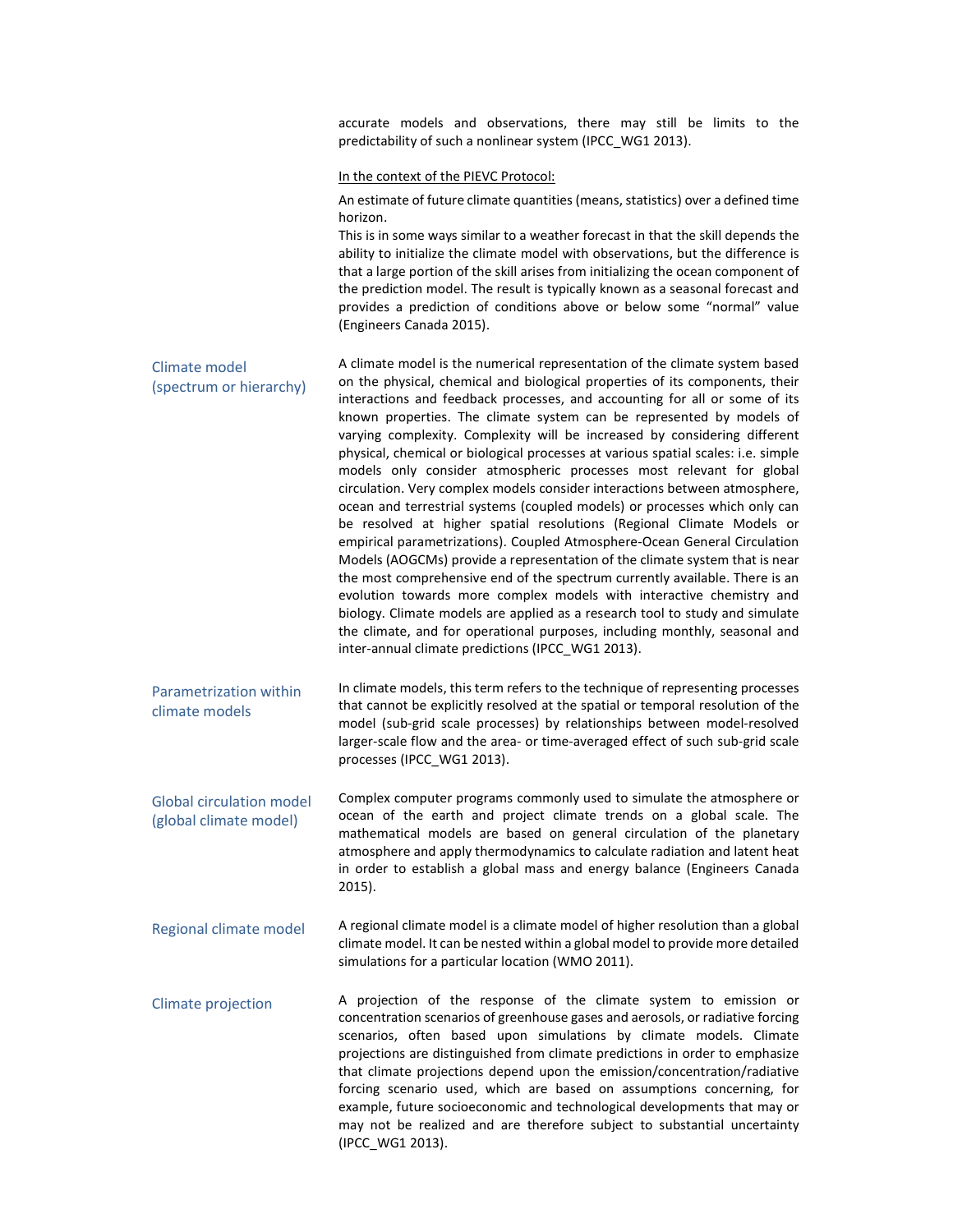accurate models and observations, there may still be limits to the predictability of such a nonlinear system (IPCC_WG1 2013).

In the context of the PIEVC Protocol:

An estimate of future climate quantities (means, statistics) over a defined time horizon.
This is in some ways similar to a weather forecast in that the skill depends the ability to initialize the climate model with observations, but the difference is that a large portion of the skill arises from initializing the ocean component of the prediction model. The result is typically known as a seasonal forecast and provides a prediction of conditions above or below some "normal" value (Engineers Canada 2015).

**Climate model (spectrum or hierarchy)**

A climate model is the numerical representation of the climate system based on the physical, chemical and biological properties of its components, their interactions and feedback processes, and accounting for all or some of its known properties. The climate system can be represented by models of varying complexity. Complexity will be increased by considering different physical, chemical or biological processes at various spatial scales: i.e. simple models only consider atmospheric processes most relevant for global circulation. Very complex models consider interactions between atmosphere, ocean and terrestrial systems (coupled models) or processes which only can be resolved at higher spatial resolutions (Regional Climate Models or empirical parametrizations). Coupled Atmosphere-Ocean General Circulation Models (AOGCMs) provide a representation of the climate system that is near the most comprehensive end of the spectrum currently available. There is an evolution towards more complex models with interactive chemistry and biology. Climate models are applied as a research tool to study and simulate the climate, and for operational purposes, including monthly, seasonal and inter-annual climate predictions (IPCC_WG1 2013).

**Parametrization within climate models**

In climate models, this term refers to the technique of representing processes that cannot be explicitly resolved at the spatial or temporal resolution of the model (sub-grid scale processes) by relationships between model-resolved larger-scale flow and the area- or time-averaged effect of such sub-grid scale processes (IPCC_WG1 2013).

**Global circulation model (global climate model)**

Complex computer programs commonly used to simulate the atmosphere or ocean of the earth and project climate trends on a global scale. The mathematical models are based on general circulation of the planetary atmosphere and apply thermodynamics to calculate radiation and latent heat in order to establish a global mass and energy balance (Engineers Canada 2015).

**Regional climate model**

A regional climate model is a climate model of higher resolution than a global climate model. It can be nested within a global model to provide more detailed simulations for a particular location (WMO 2011).

**Climate projection**

A projection of the response of the climate system to emission or concentration scenarios of greenhouse gases and aerosols, or radiative forcing scenarios, often based upon simulations by climate models. Climate projections are distinguished from climate predictions in order to emphasize that climate projections depend upon the emission/concentration/radiative forcing scenario used, which are based on assumptions concerning, for example, future socioeconomic and technological developments that may or may not be realized and are therefore subject to substantial uncertainty (IPCC_WG1 2013).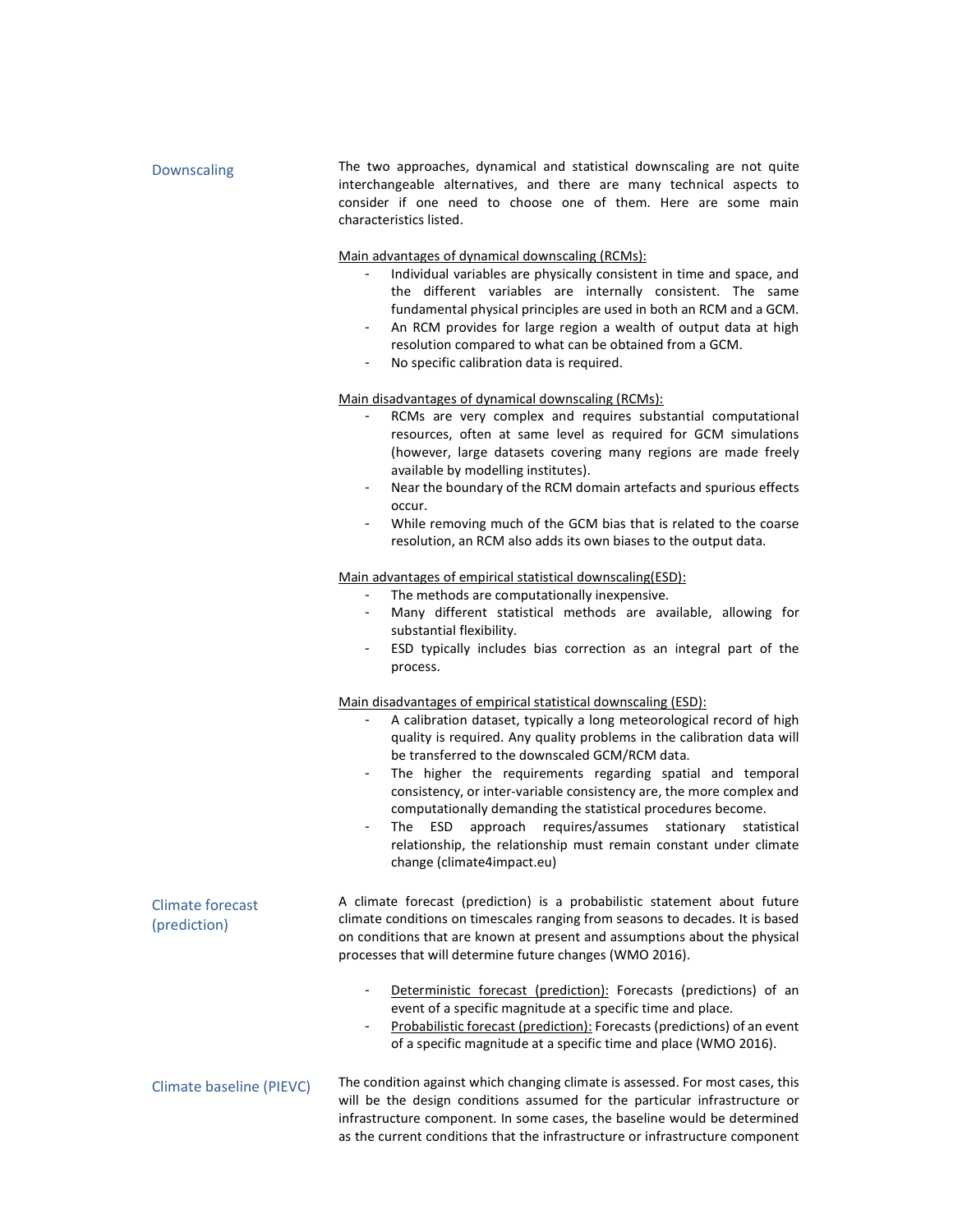## Downscaling

The two approaches, dynamical and statistical downscaling are not quite interchangeable alternatives, and there are many technical aspects to consider if one need to choose one of them. Here are some main characteristics listed.

Main advantages of dynamical downscaling (RCMs):

- Individual variables are physically consistent in time and space, and the different variables are internally consistent. The same fundamental physical principles are used in both an RCM and a GCM.
- An RCM provides for large region a wealth of output data at high resolution compared to what can be obtained from a GCM.
- No specific calibration data is required.

Main disadvantages of dynamical downscaling (RCMs):

- RCMs are very complex and requires substantial computational resources, often at same level as required for GCM simulations (however, large datasets covering many regions are made freely available by modelling institutes).
- Near the boundary of the RCM domain artefacts and spurious effects occur.
- While removing much of the GCM bias that is related to the coarse resolution, an RCM also adds its own biases to the output data.

Main advantages of empirical statistical downscaling(ESD):

- The methods are computationally inexpensive.
- Many different statistical methods are available, allowing for substantial flexibility.
- ESD typically includes bias correction as an integral part of the process.

Main disadvantages of empirical statistical downscaling (ESD):

- A calibration dataset, typically a long meteorological record of high quality is required. Any quality problems in the calibration data will be transferred to the downscaled GCM/RCM data.
- The higher the requirements regarding spatial and temporal consistency, or inter-variable consistency are, the more complex and computationally demanding the statistical procedures become.
- The ESD approach requires/assumes stationary statistical relationship, the relationship must remain constant under climate change (climate4impact.eu)

## Climate forecast (prediction)

A climate forecast (prediction) is a probabilistic statement about future climate conditions on timescales ranging from seasons to decades. It is based on conditions that are known at present and assumptions about the physical processes that will determine future changes (WMO 2016).

- Deterministic forecast (prediction): Forecasts (predictions) of an event of a specific magnitude at a specific time and place.
- Probabilistic forecast (prediction): Forecasts (predictions) of an event of a specific magnitude at a specific time and place (WMO 2016).

## Climate baseline (PIEVC)

The condition against which changing climate is assessed. For most cases, this will be the design conditions assumed for the particular infrastructure or infrastructure component. In some cases, the baseline would be determined as the current conditions that the infrastructure or infrastructure component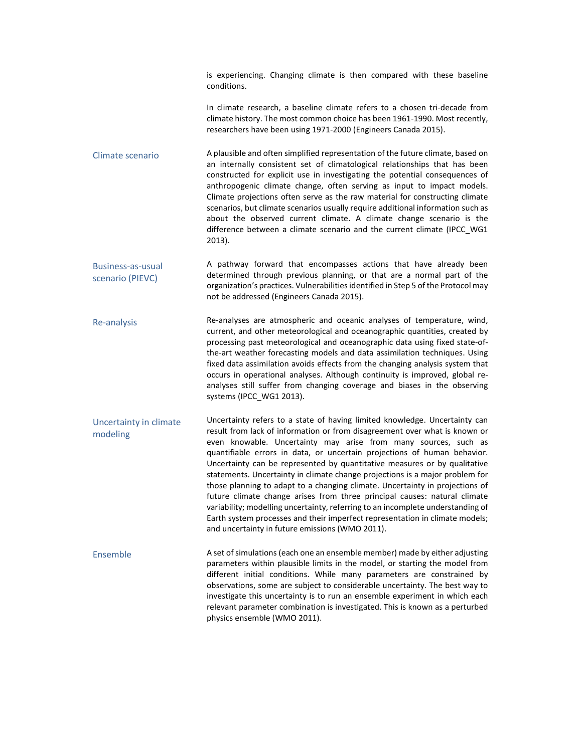is experiencing. Changing climate is then compared with these baseline conditions.

In climate research, a baseline climate refers to a chosen tri-decade from climate history. The most common choice has been 1961-1990. Most recently, researchers have been using 1971-2000 (Engineers Canada 2015).

**Climate scenario**

A plausible and often simplified representation of the future climate, based on an internally consistent set of climatological relationships that has been constructed for explicit use in investigating the potential consequences of anthropogenic climate change, often serving as input to impact models. Climate projections often serve as the raw material for constructing climate scenarios, but climate scenarios usually require additional information such as about the observed current climate. A climate change scenario is the difference between a climate scenario and the current climate (IPCC_WG1 2013).

**Business-as-usual scenario (PIEVC)**

A pathway forward that encompasses actions that have already been determined through previous planning, or that are a normal part of the organization's practices. Vulnerabilities identified in Step 5 of the Protocol may not be addressed (Engineers Canada 2015).

**Re-analysis**

Re-analyses are atmospheric and oceanic analyses of temperature, wind, current, and other meteorological and oceanographic quantities, created by processing past meteorological and oceanographic data using fixed state-of-the-art weather forecasting models and data assimilation techniques. Using fixed data assimilation avoids effects from the changing analysis system that occurs in operational analyses. Although continuity is improved, global re-analyses still suffer from changing coverage and biases in the observing systems (IPCC_WG1 2013).

**Uncertainty in climate modeling**

Uncertainty refers to a state of having limited knowledge. Uncertainty can result from lack of information or from disagreement over what is known or even knowable. Uncertainty may arise from many sources, such as quantifiable errors in data, or uncertain projections of human behavior. Uncertainty can be represented by quantitative measures or by qualitative statements. Uncertainty in climate change projections is a major problem for those planning to adapt to a changing climate. Uncertainty in projections of future climate change arises from three principal causes: natural climate variability; modelling uncertainty, referring to an incomplete understanding of Earth system processes and their imperfect representation in climate models; and uncertainty in future emissions (WMO 2011).

**Ensemble**

A set of simulations (each one an ensemble member) made by either adjusting parameters within plausible limits in the model, or starting the model from different initial conditions. While many parameters are constrained by observations, some are subject to considerable uncertainty. The best way to investigate this uncertainty is to run an ensemble experiment in which each relevant parameter combination is investigated. This is known as a perturbed physics ensemble (WMO 2011).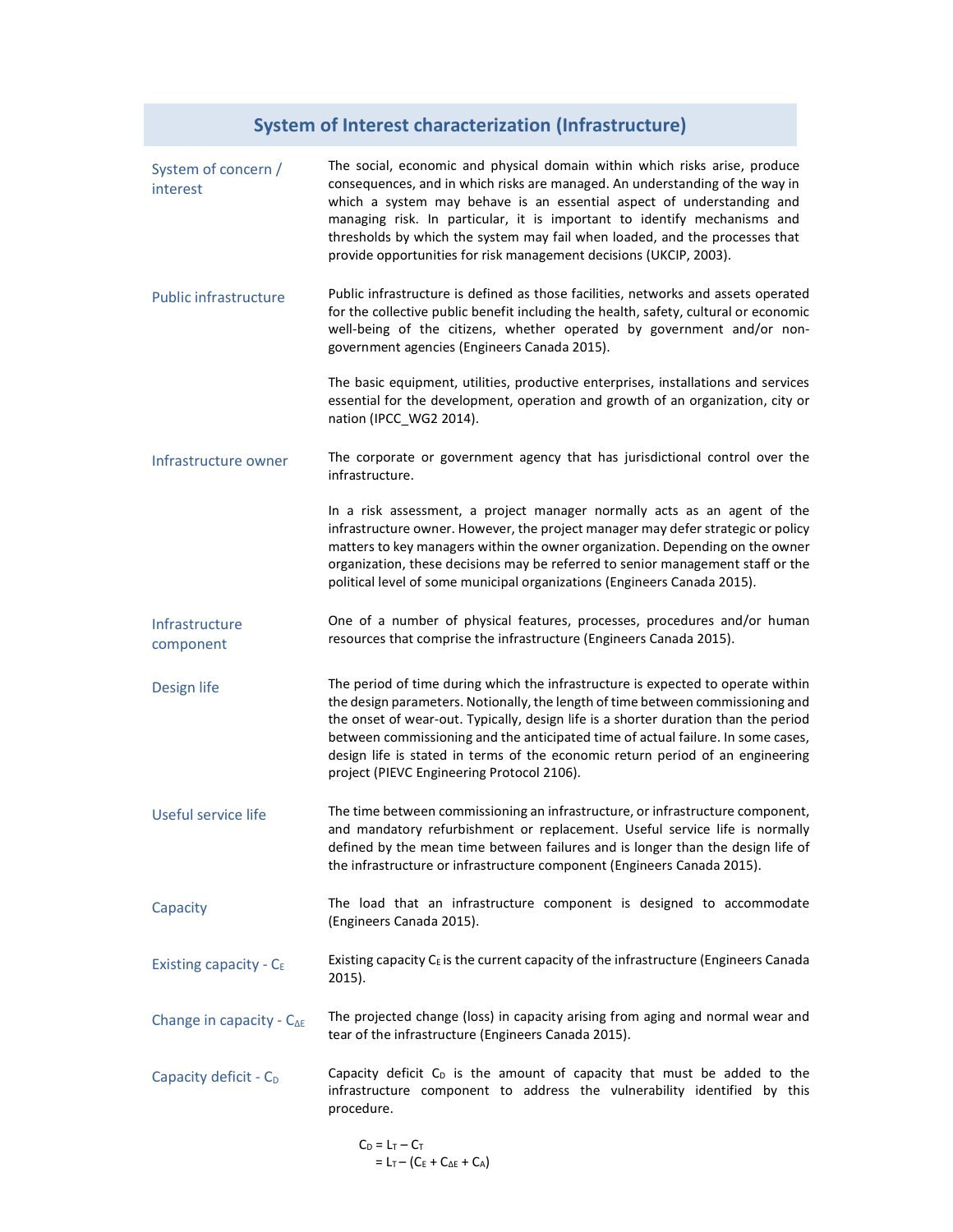## System of Interest characterization (Infrastructure)

| | |
|---|---|
| System of concern / interest | The social, economic and physical domain within which risks arise, produce consequences, and in which risks are managed. An understanding of the way in which a system may behave is an essential aspect of understanding and managing risk. In particular, it is important to identify mechanisms and thresholds by which the system may fail when loaded, and the processes that provide opportunities for risk management decisions (UKCIP, 2003). |
| Public infrastructure | Public infrastructure is defined as those facilities, networks and assets operated for the collective public benefit including the health, safety, cultural or economic well-being of the citizens, whether operated by government and/or non-government agencies (Engineers Canada 2015).<br><br>The basic equipment, utilities, productive enterprises, installations and services essential for the development, operation and growth of an organization, city or nation (IPCC_WG2 2014). |
| Infrastructure owner | The corporate or government agency that has jurisdictional control over the infrastructure.<br><br>In a risk assessment, a project manager normally acts as an agent of the infrastructure owner. However, the project manager may defer strategic or policy matters to key managers within the owner organization. Depending on the owner organization, these decisions may be referred to senior management staff or the political level of some municipal organizations (Engineers Canada 2015). |
| Infrastructure component | One of a number of physical features, processes, procedures and/or human resources that comprise the infrastructure (Engineers Canada 2015). |
| Design life | The period of time during which the infrastructure is expected to operate within the design parameters. Notionally, the length of time between commissioning and the onset of wear-out. Typically, design life is a shorter duration than the period between commissioning and the anticipated time of actual failure. In some cases, design life is stated in terms of the economic return period of an engineering project (PIEVC Engineering Protocol 2106). |
| Useful service life | The time between commissioning an infrastructure, or infrastructure component, and mandatory refurbishment or replacement. Useful service life is normally defined by the mean time between failures and is longer than the design life of the infrastructure or infrastructure component (Engineers Canada 2015). |
| Capacity | The load that an infrastructure component is designed to accommodate (Engineers Canada 2015). |
| Existing capacity - $C_E$ | Existing capacity $C_E$ is the current capacity of the infrastructure (Engineers Canada 2015). |
| Change in capacity - $C_{\Delta E}$ | The projected change (loss) in capacity arising from aging and normal wear and tear of the infrastructure (Engineers Canada 2015). |
| Capacity deficit - $C_D$ | Capacity deficit $C_D$ is the amount of capacity that must be added to the infrastructure component to address the vulnerability identified by this procedure.<br><br>$C_D = L_T - C_T$<br>$= L_T - (C_E + C_{\Delta E} + C_A)$ |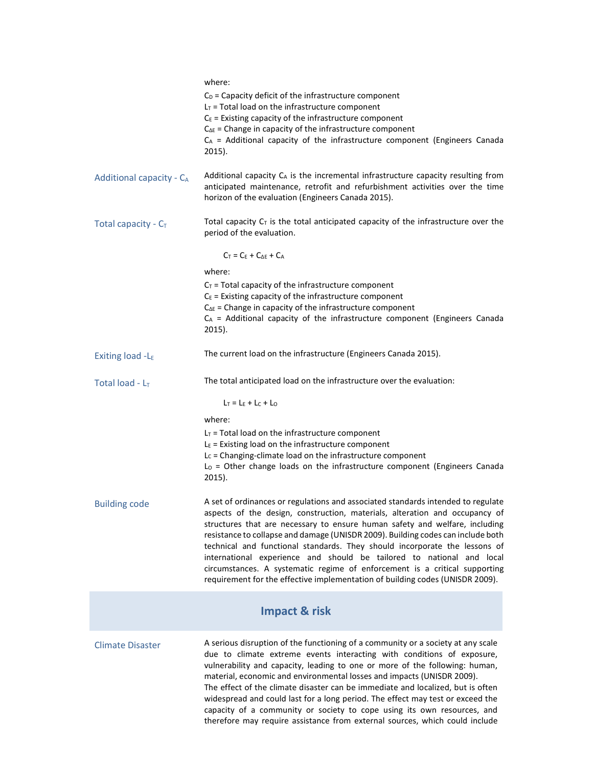where:

$C_D$ = Capacity deficit of the infrastructure component
$L_T$ = Total load on the infrastructure component
$C_E$ = Existing capacity of the infrastructure component
$C_{\Delta E}$ = Change in capacity of the infrastructure component
$C_A$ = Additional capacity of the infrastructure component (Engineers Canada 2015).

**Additional capacity - $C_A$**

Additional capacity $C_A$ is the incremental infrastructure capacity resulting from anticipated maintenance, retrofit and refurbishment activities over the time horizon of the evaluation (Engineers Canada 2015).

**Total capacity - $C_T$**

Total capacity $C_T$ is the total anticipated capacity of the infrastructure over the period of the evaluation.

$$C_T = C_E + C_{\Delta E} + C_A$$

where:

$C_T$ = Total capacity of the infrastructure component
$C_E$ = Existing capacity of the infrastructure component
$C_{\Delta E}$ = Change in capacity of the infrastructure component
$C_A$ = Additional capacity of the infrastructure component (Engineers Canada 2015).

**Exiting load - $L_E$**

The current load on the infrastructure (Engineers Canada 2015).

**Total load - $L_T$**

The total anticipated load on the infrastructure over the evaluation:

$$L_T = L_E + L_C + L_O$$

where:

$L_T$ = Total load on the infrastructure component
$L_E$ = Existing load on the infrastructure component
$L_C$ = Changing-climate load on the infrastructure component
$L_O$ = Other change loads on the infrastructure component (Engineers Canada 2015).

**Building code**

A set of ordinances or regulations and associated standards intended to regulate aspects of the design, construction, materials, alteration and occupancy of structures that are necessary to ensure human safety and welfare, including resistance to collapse and damage (UNISDR 2009). Building codes can include both technical and functional standards. They should incorporate the lessons of international experience and should be tailored to national and local circumstances. A systematic regime of enforcement is a critical supporting requirement for the effective implementation of building codes (UNISDR 2009).

## Impact & risk

**Climate Disaster**

A serious disruption of the functioning of a community or a society at any scale due to climate extreme events interacting with conditions of exposure, vulnerability and capacity, leading to one or more of the following: human, material, economic and environmental losses and impacts (UNISDR 2009).
The effect of the climate disaster can be immediate and localized, but is often widespread and could last for a long period. The effect may test or exceed the capacity of a community or society to cope using its own resources, and therefore may require assistance from external sources, which could include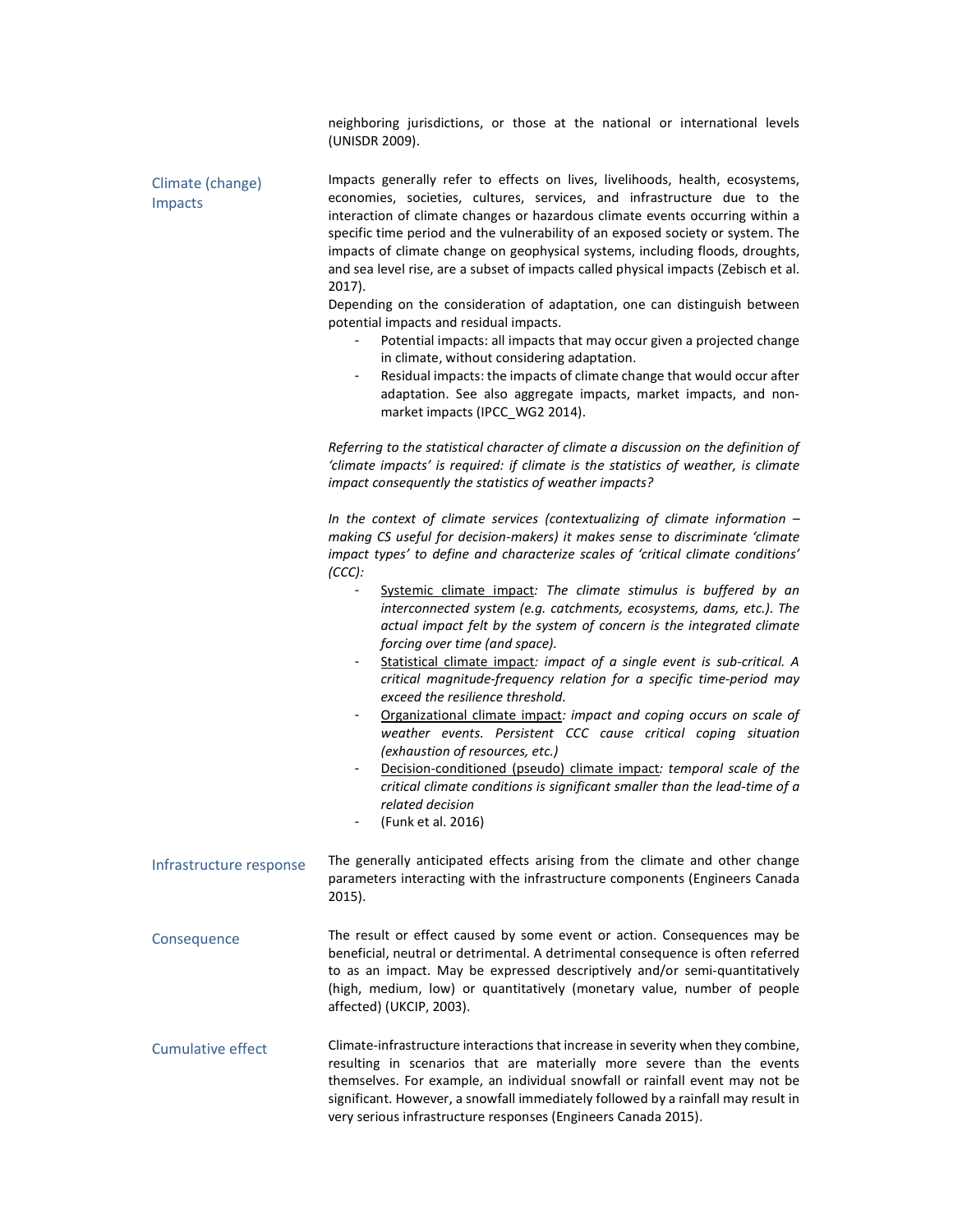neighboring jurisdictions, or those at the national or international levels (UNISDR 2009).

**Climate (change) Impacts**

Impacts generally refer to effects on lives, livelihoods, health, ecosystems, economies, societies, cultures, services, and infrastructure due to the interaction of climate changes or hazardous climate events occurring within a specific time period and the vulnerability of an exposed society or system. The impacts of climate change on geophysical systems, including floods, droughts, and sea level rise, are a subset of impacts called physical impacts (Zebisch et al. 2017).

Depending on the consideration of adaptation, one can distinguish between potential impacts and residual impacts.

- Potential impacts: all impacts that may occur given a projected change in climate, without considering adaptation.
- Residual impacts: the impacts of climate change that would occur after adaptation. See also aggregate impacts, market impacts, and non-market impacts (IPCC_WG2 2014).

*Referring to the statistical character of climate a discussion on the definition of 'climate impacts' is required: if climate is the statistics of weather, is climate impact consequently the statistics of weather impacts?*

*In the context of climate services (contextualizing of climate information – making CS useful for decision-makers) it makes sense to discriminate 'climate impact types' to define and characterize scales of 'critical climate conditions' (CCC):*

- Systemic climate impact*: The climate stimulus is buffered by an interconnected system (e.g. catchments, ecosystems, dams, etc.). The actual impact felt by the system of concern is the integrated climate forcing over time (and space).*
- Statistical climate impact*: impact of a single event is sub-critical. A critical magnitude-frequency relation for a specific time-period may exceed the resilience threshold.*
- Organizational climate impact*: impact and coping occurs on scale of weather events. Persistent CCC cause critical coping situation (exhaustion of resources, etc.)*
- Decision-conditioned (pseudo) climate impact*: temporal scale of the critical climate conditions is significant smaller than the lead-time of a related decision*
- (Funk et al. 2016)

**Infrastructure response**

The generally anticipated effects arising from the climate and other change parameters interacting with the infrastructure components (Engineers Canada 2015).

**Consequence**

The result or effect caused by some event or action. Consequences may be beneficial, neutral or detrimental. A detrimental consequence is often referred to as an impact. May be expressed descriptively and/or semi-quantitatively (high, medium, low) or quantitatively (monetary value, number of people affected) (UKCIP, 2003).

**Cumulative effect**

Climate-infrastructure interactions that increase in severity when they combine, resulting in scenarios that are materially more severe than the events themselves. For example, an individual snowfall or rainfall event may not be significant. However, a snowfall immediately followed by a rainfall may result in very serious infrastructure responses (Engineers Canada 2015).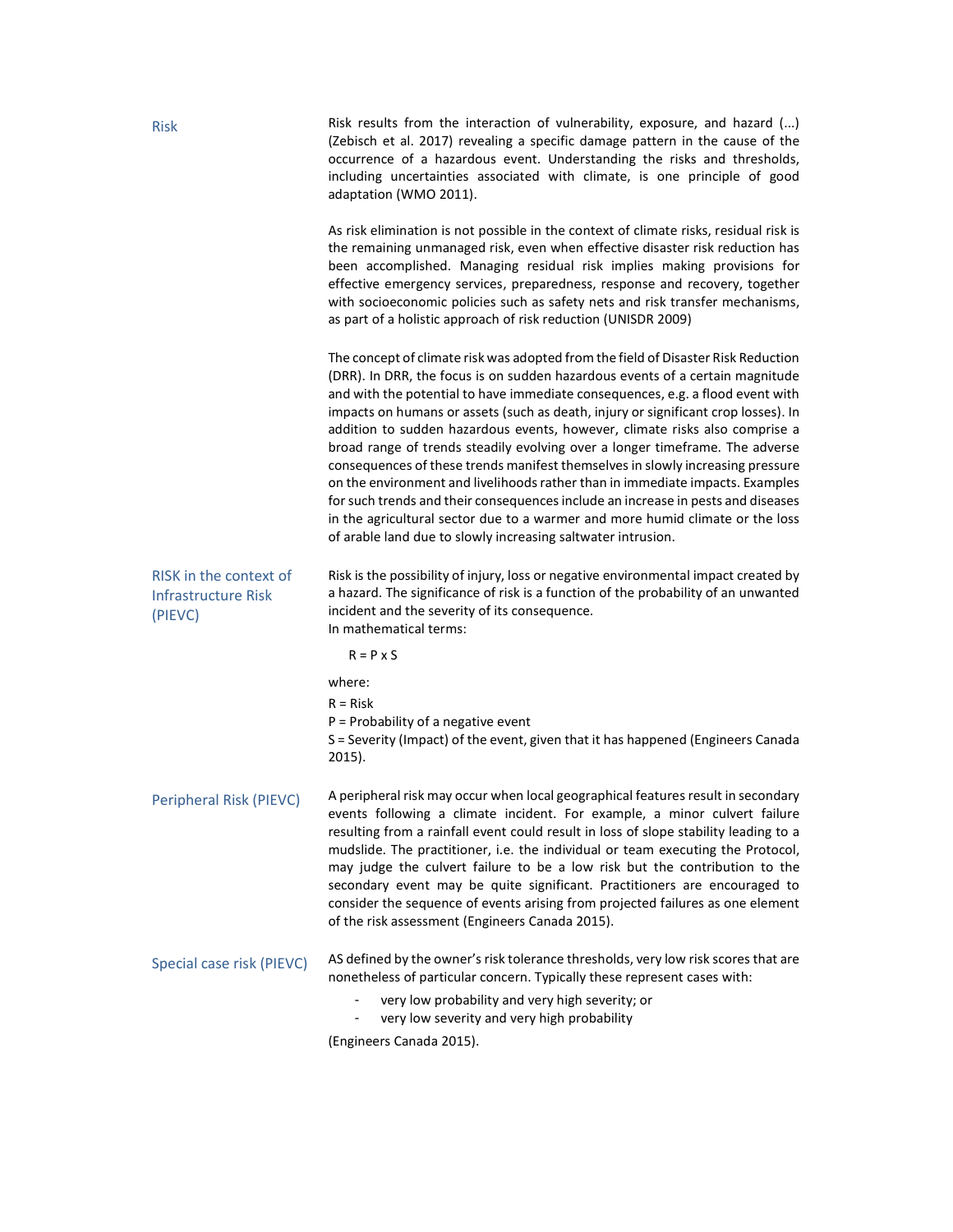**Risk**

Risk results from the interaction of vulnerability, exposure, and hazard (...) (Zebisch et al. 2017) revealing a specific damage pattern in the cause of the occurrence of a hazardous event. Understanding the risks and thresholds, including uncertainties associated with climate, is one principle of good adaptation (WMO 2011).

As risk elimination is not possible in the context of climate risks, residual risk is the remaining unmanaged risk, even when effective disaster risk reduction has been accomplished. Managing residual risk implies making provisions for effective emergency services, preparedness, response and recovery, together with socioeconomic policies such as safety nets and risk transfer mechanisms, as part of a holistic approach of risk reduction (UNISDR 2009)

The concept of climate risk was adopted from the field of Disaster Risk Reduction (DRR). In DRR, the focus is on sudden hazardous events of a certain magnitude and with the potential to have immediate consequences, e.g. a flood event with impacts on humans or assets (such as death, injury or significant crop losses). In addition to sudden hazardous events, however, climate risks also comprise a broad range of trends steadily evolving over a longer timeframe. The adverse consequences of these trends manifest themselves in slowly increasing pressure on the environment and livelihoods rather than in immediate impacts. Examples for such trends and their consequences include an increase in pests and diseases in the agricultural sector due to a warmer and more humid climate or the loss of arable land due to slowly increasing saltwater intrusion.

**RISK in the context of Infrastructure Risk (PIEVC)**

Risk is the possibility of injury, loss or negative environmental impact created by a hazard. The significance of risk is a function of the probability of an unwanted incident and the severity of its consequence.
In mathematical terms:

$$R = P \times S$$

where:

R = Risk
P = Probability of a negative event
S = Severity (Impact) of the event, given that it has happened (Engineers Canada 2015).

**Peripheral Risk (PIEVC)**

A peripheral risk may occur when local geographical features result in secondary events following a climate incident. For example, a minor culvert failure resulting from a rainfall event could result in loss of slope stability leading to a mudslide. The practitioner, i.e. the individual or team executing the Protocol, may judge the culvert failure to be a low risk but the contribution to the secondary event may be quite significant. Practitioners are encouraged to consider the sequence of events arising from projected failures as one element of the risk assessment (Engineers Canada 2015).

**Special case risk (PIEVC)**

AS defined by the owner's risk tolerance thresholds, very low risk scores that are nonetheless of particular concern. Typically these represent cases with:

- very low probability and very high severity; or
- very low severity and very high probability

(Engineers Canada 2015).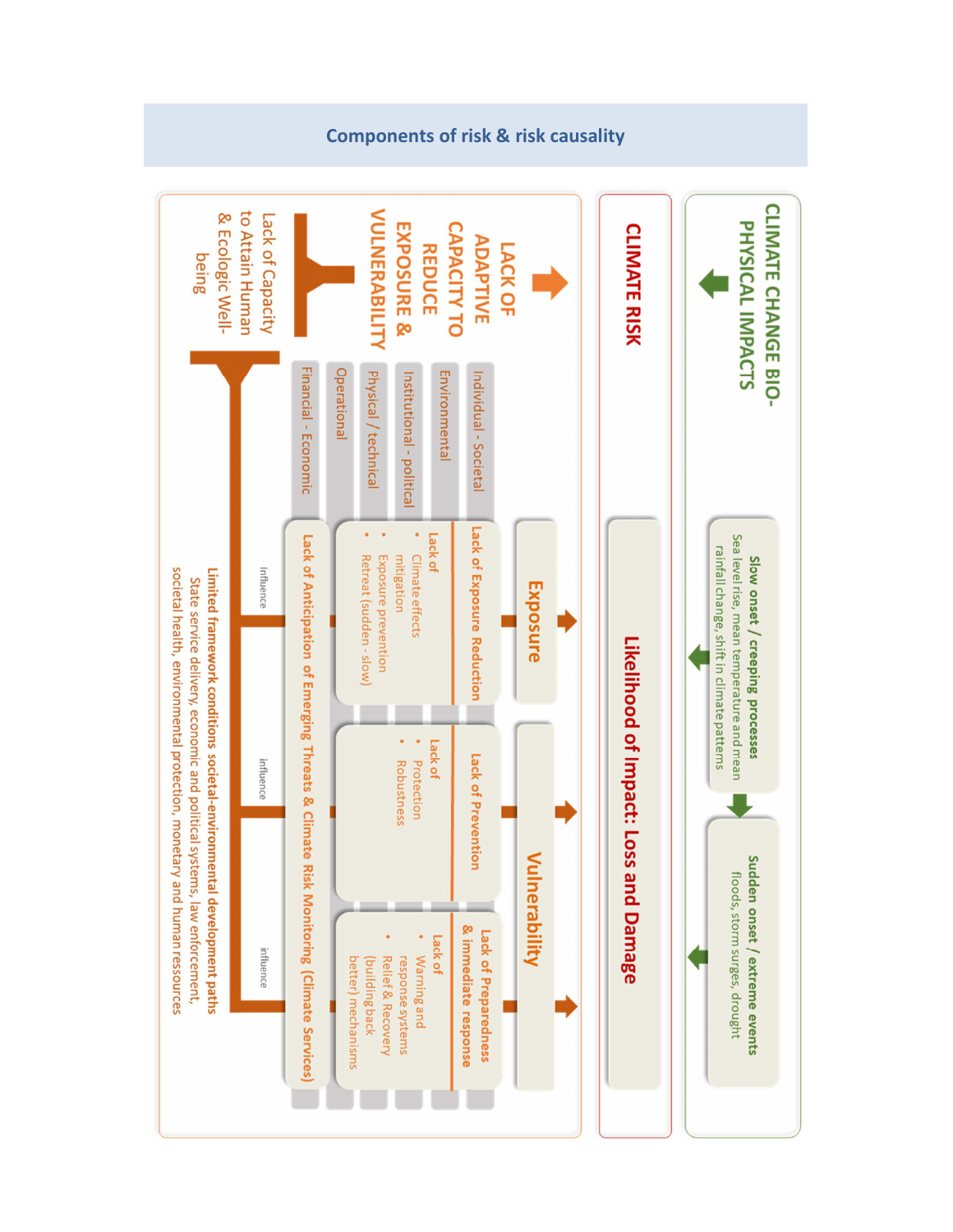## Components of risk & risk causality

**CLIMATE CHANGE BIO-PHYSICAL IMPACTS**

**Slow onset / creeping processes**
Sea level rise, mean temperature and mean rainfall change, shift in climate patterns

**Sudden onset / extreme events**
floods, storm surges, drought

**CLIMATE RISK**

**Likelihood of Impact: Loss and Damage**

**LACK OF ADAPTIVE CAPACITY TO REDUCE EXPOSURE & VULNERABILITY**

- Individual - Societal
- Environmental
- Institutional - political
- Physical / technical
- Operational
- Financial - Economic

**Exposure**

**Lack of Exposure Reduction**
Lack of
- Climate effects mitigation
- Exposure prevention
- Retreat (sudden - slow)

**Vulnerability**

**Lack of Prevention**
Lack of
- Protection
- Robustness

**Lack of Preparedness & immediate response**
Lack of
- Warning and response systems
- Relief & Recovery (building back better) mechanisms

**Lack of Anticipation of Emerging Threats & Climate Risk Monitoring (Climate Services)**

Lack of Capacity to Attain Human & Ecologic Well-being

influence — influence — influence

**Limited framework conditions societal-environmental development paths**
State service delivery, economic and political systems, law enforcement, societal health, environmental protection, monetary and human resources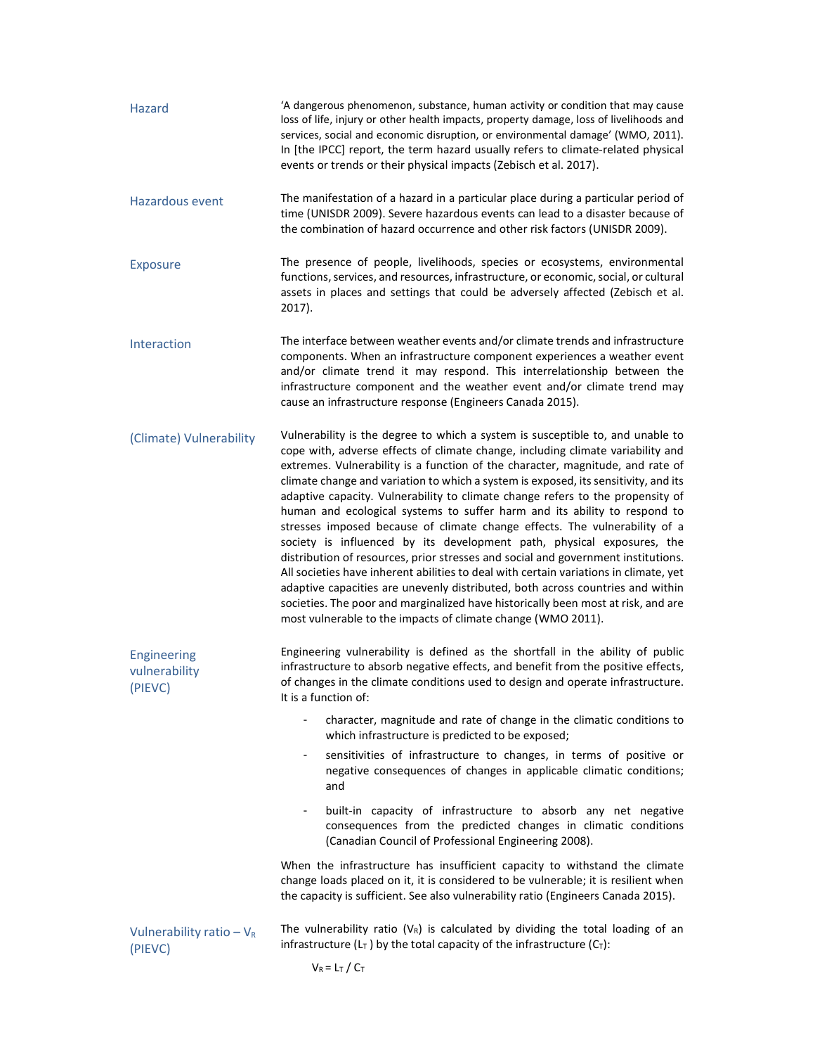**Hazard**

'A dangerous phenomenon, substance, human activity or condition that may cause loss of life, injury or other health impacts, property damage, loss of livelihoods and services, social and economic disruption, or environmental damage' (WMO, 2011). In [the IPCC] report, the term hazard usually refers to climate-related physical events or trends or their physical impacts (Zebisch et al. 2017).

**Hazardous event**

The manifestation of a hazard in a particular place during a particular period of time (UNISDR 2009). Severe hazardous events can lead to a disaster because of the combination of hazard occurrence and other risk factors (UNISDR 2009).

**Exposure**

The presence of people, livelihoods, species or ecosystems, environmental functions, services, and resources, infrastructure, or economic, social, or cultural assets in places and settings that could be adversely affected (Zebisch et al. 2017).

**Interaction**

The interface between weather events and/or climate trends and infrastructure components. When an infrastructure component experiences a weather event and/or climate trend it may respond. This interrelationship between the infrastructure component and the weather event and/or climate trend may cause an infrastructure response (Engineers Canada 2015).

**(Climate) Vulnerability**

Vulnerability is the degree to which a system is susceptible to, and unable to cope with, adverse effects of climate change, including climate variability and extremes. Vulnerability is a function of the character, magnitude, and rate of climate change and variation to which a system is exposed, its sensitivity, and its adaptive capacity. Vulnerability to climate change refers to the propensity of human and ecological systems to suffer harm and its ability to respond to stresses imposed because of climate change effects. The vulnerability of a society is influenced by its development path, physical exposures, the distribution of resources, prior stresses and social and government institutions. All societies have inherent abilities to deal with certain variations in climate, yet adaptive capacities are unevenly distributed, both across countries and within societies. The poor and marginalized have historically been most at risk, and are most vulnerable to the impacts of climate change (WMO 2011).

**Engineering vulnerability (PIEVC)**

Engineering vulnerability is defined as the shortfall in the ability of public infrastructure to absorb negative effects, and benefit from the positive effects, of changes in the climate conditions used to design and operate infrastructure. It is a function of:

- character, magnitude and rate of change in the climatic conditions to which infrastructure is predicted to be exposed;
- sensitivities of infrastructure to changes, in terms of positive or negative consequences of changes in applicable climatic conditions; and
- built-in capacity of infrastructure to absorb any net negative consequences from the predicted changes in climatic conditions (Canadian Council of Professional Engineering 2008).

When the infrastructure has insufficient capacity to withstand the climate change loads placed on it, it is considered to be vulnerable; it is resilient when the capacity is sufficient. See also vulnerability ratio (Engineers Canada 2015).

**Vulnerability ratio – $V_R$ (PIEVC)**

The vulnerability ratio ($V_R$) is calculated by dividing the total loading of an infrastructure ($L_T$) by the total capacity of the infrastructure ($C_T$):

$$V_R = L_T / C_T$$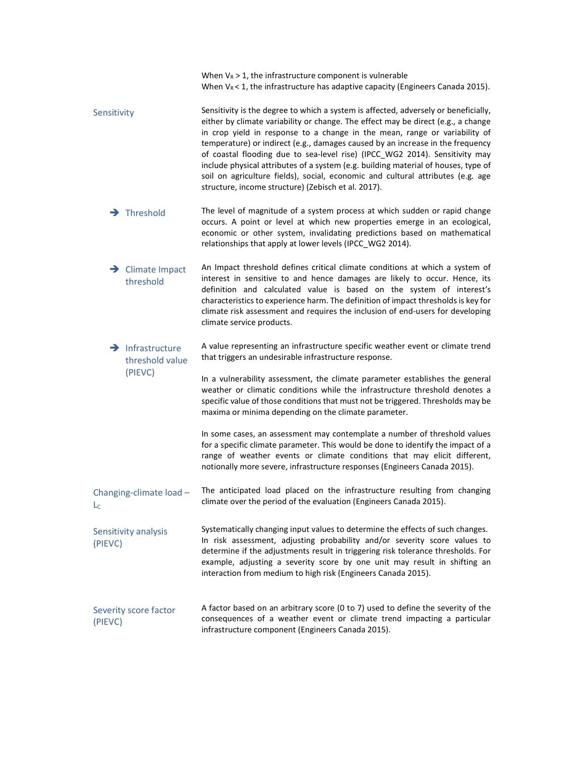When $V_R > 1$, the infrastructure component is vulnerable
When $V_R < 1$, the infrastructure has adaptive capacity (Engineers Canada 2015).

**Sensitivity**

Sensitivity is the degree to which a system is affected, adversely or beneficially, either by climate variability or change. The effect may be direct (e.g., a change in crop yield in response to a change in the mean, range or variability of temperature) or indirect (e.g., damages caused by an increase in the frequency of coastal flooding due to sea-level rise) (IPCC_WG2 2014). Sensitivity may include physical attributes of a system (e.g. building material of houses, type of soil on agriculture fields), social, economic and cultural attributes (e.g. age structure, income structure) (Zebisch et al. 2017).

➔ **Threshold**

The level of magnitude of a system process at which sudden or rapid change occurs. A point or level at which new properties emerge in an ecological, economic or other system, invalidating predictions based on mathematical relationships that apply at lower levels (IPCC_WG2 2014).

➔ **Climate Impact threshold**

An Impact threshold defines critical climate conditions at which a system of interest in sensitive to and hence damages are likely to occur. Hence, its definition and calculated value is based on the system of interest's characteristics to experience harm. The definition of impact thresholds is key for climate risk assessment and requires the inclusion of end-users for developing climate service products.

➔ **Infrastructure threshold value (PIEVC)**

A value representing an infrastructure specific weather event or climate trend that triggers an undesirable infrastructure response.

In a vulnerability assessment, the climate parameter establishes the general weather or climatic conditions while the infrastructure threshold denotes a specific value of those conditions that must not be triggered. Thresholds may be maxima or minima depending on the climate parameter.

In some cases, an assessment may contemplate a number of threshold values for a specific climate parameter. This would be done to identify the impact of a range of weather events or climate conditions that may elicit different, notionally more severe, infrastructure responses (Engineers Canada 2015).

**Changing-climate load – $L_C$**

The anticipated load placed on the infrastructure resulting from changing climate over the period of the evaluation (Engineers Canada 2015).

**Sensitivity analysis (PIEVC)**

Systematically changing input values to determine the effects of such changes. In risk assessment, adjusting probability and/or severity score values to determine if the adjustments result in triggering risk tolerance thresholds. For example, adjusting a severity score by one unit may result in shifting an interaction from medium to high risk (Engineers Canada 2015).

**Severity score factor (PIEVC)**

A factor based on an arbitrary score (0 to 7) used to define the severity of the consequences of a weather event or climate trend impacting a particular infrastructure component (Engineers Canada 2015).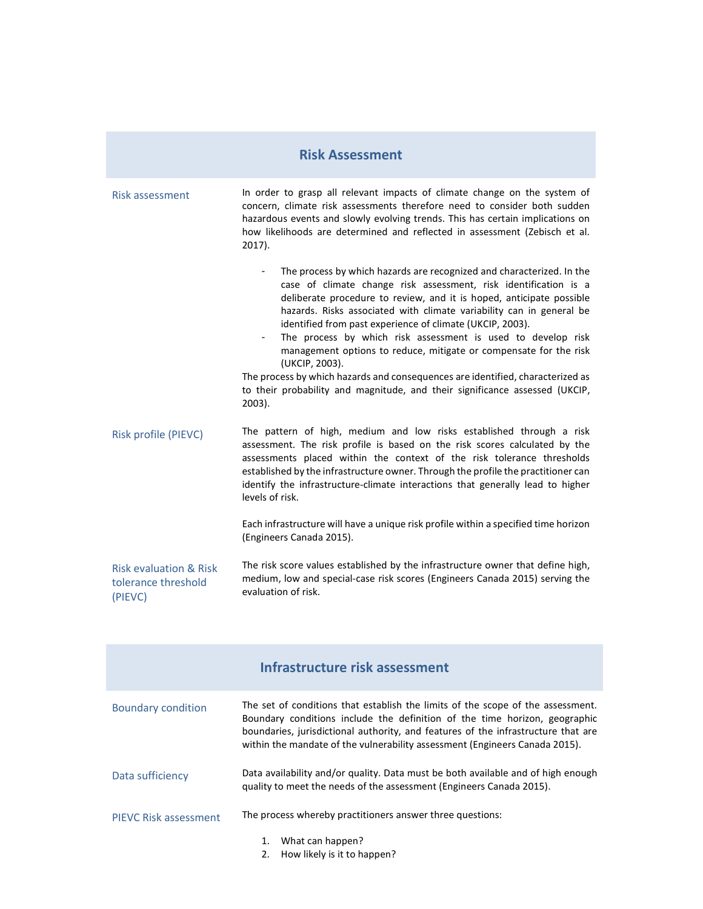## Risk Assessment

| Term | Definition |
|---|---|
| Risk assessment | In order to grasp all relevant impacts of climate change on the system of concern, climate risk assessments therefore need to consider both sudden hazardous events and slowly evolving trends. This has certain implications on how likelihoods are determined and reflected in assessment (Zebisch et al. 2017).<br><br>- The process by which hazards are recognized and characterized. In the case of climate change risk assessment, risk identification is a deliberate procedure to review, and it is hoped, anticipate possible hazards. Risks associated with climate variability can in general be identified from past experience of climate (UKCIP, 2003).<br>- The process by which risk assessment is used to develop risk management options to reduce, mitigate or compensate for the risk (UKCIP, 2003).<br><br>The process by which hazards and consequences are identified, characterized as to their probability and magnitude, and their significance assessed (UKCIP, 2003). |
| Risk profile (PIEVC) | The pattern of high, medium and low risks established through a risk assessment. The risk profile is based on the risk scores calculated by the assessments placed within the context of the risk tolerance thresholds established by the infrastructure owner. Through the profile the practitioner can identify the infrastructure-climate interactions that generally lead to higher levels of risk.<br><br>Each infrastructure will have a unique risk profile within a specified time horizon (Engineers Canada 2015). |
| Risk evaluation & Risk tolerance threshold (PIEVC) | The risk score values established by the infrastructure owner that define high, medium, low and special-case risk scores (Engineers Canada 2015) serving the evaluation of risk. |

## Infrastructure risk assessment

| Term | Definition |
|---|---|
| Boundary condition | The set of conditions that establish the limits of the scope of the assessment. Boundary conditions include the definition of the time horizon, geographic boundaries, jurisdictional authority, and features of the infrastructure that are within the mandate of the vulnerability assessment (Engineers Canada 2015). |
| Data sufficiency | Data availability and/or quality. Data must be both available and of high enough quality to meet the needs of the assessment (Engineers Canada 2015). |
| PIEVC Risk assessment | The process whereby practitioners answer three questions:<br><br>1. What can happen?<br>2. How likely is it to happen? |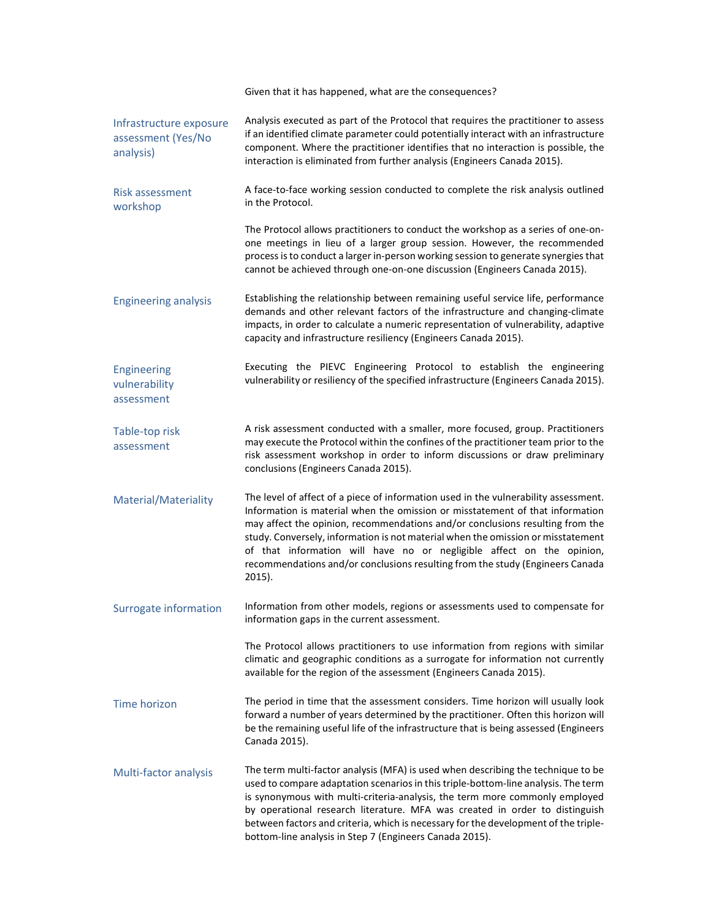Given that it has happened, what are the consequences?

| | |
|---|---|
| Infrastructure exposure assessment (Yes/No analysis) | Analysis executed as part of the Protocol that requires the practitioner to assess if an identified climate parameter could potentially interact with an infrastructure component. Where the practitioner identifies that no interaction is possible, the interaction is eliminated from further analysis (Engineers Canada 2015). |
| Risk assessment workshop | A face-to-face working session conducted to complete the risk analysis outlined in the Protocol. The Protocol allows practitioners to conduct the workshop as a series of one-on-one meetings in lieu of a larger group session. However, the recommended process is to conduct a larger in-person working session to generate synergies that cannot be achieved through one-on-one discussion (Engineers Canada 2015). |
| Engineering analysis | Establishing the relationship between remaining useful service life, performance demands and other relevant factors of the infrastructure and changing-climate impacts, in order to calculate a numeric representation of vulnerability, adaptive capacity and infrastructure resiliency (Engineers Canada 2015). |
| Engineering vulnerability assessment | Executing the PIEVC Engineering Protocol to establish the engineering vulnerability or resiliency of the specified infrastructure (Engineers Canada 2015). |
| Table-top risk assessment | A risk assessment conducted with a smaller, more focused, group. Practitioners may execute the Protocol within the confines of the practitioner team prior to the risk assessment workshop in order to inform discussions or draw preliminary conclusions (Engineers Canada 2015). |
| Material/Materiality | The level of affect of a piece of information used in the vulnerability assessment. Information is material when the omission or misstatement of that information may affect the opinion, recommendations and/or conclusions resulting from the study. Conversely, information is not material when the omission or misstatement of that information will have no or negligible affect on the opinion, recommendations and/or conclusions resulting from the study (Engineers Canada 2015). |
| Surrogate information | Information from other models, regions or assessments used to compensate for information gaps in the current assessment. The Protocol allows practitioners to use information from regions with similar climatic and geographic conditions as a surrogate for information not currently available for the region of the assessment (Engineers Canada 2015). |
| Time horizon | The period in time that the assessment considers. Time horizon will usually look forward a number of years determined by the practitioner. Often this horizon will be the remaining useful life of the infrastructure that is being assessed (Engineers Canada 2015). |
| Multi-factor analysis | The term multi-factor analysis (MFA) is used when describing the technique to be used to compare adaptation scenarios in this triple-bottom-line analysis. The term is synonymous with multi-criteria-analysis, the term more commonly employed by operational research literature. MFA was created in order to distinguish between factors and criteria, which is necessary for the development of the triple-bottom-line analysis in Step 7 (Engineers Canada 2015). |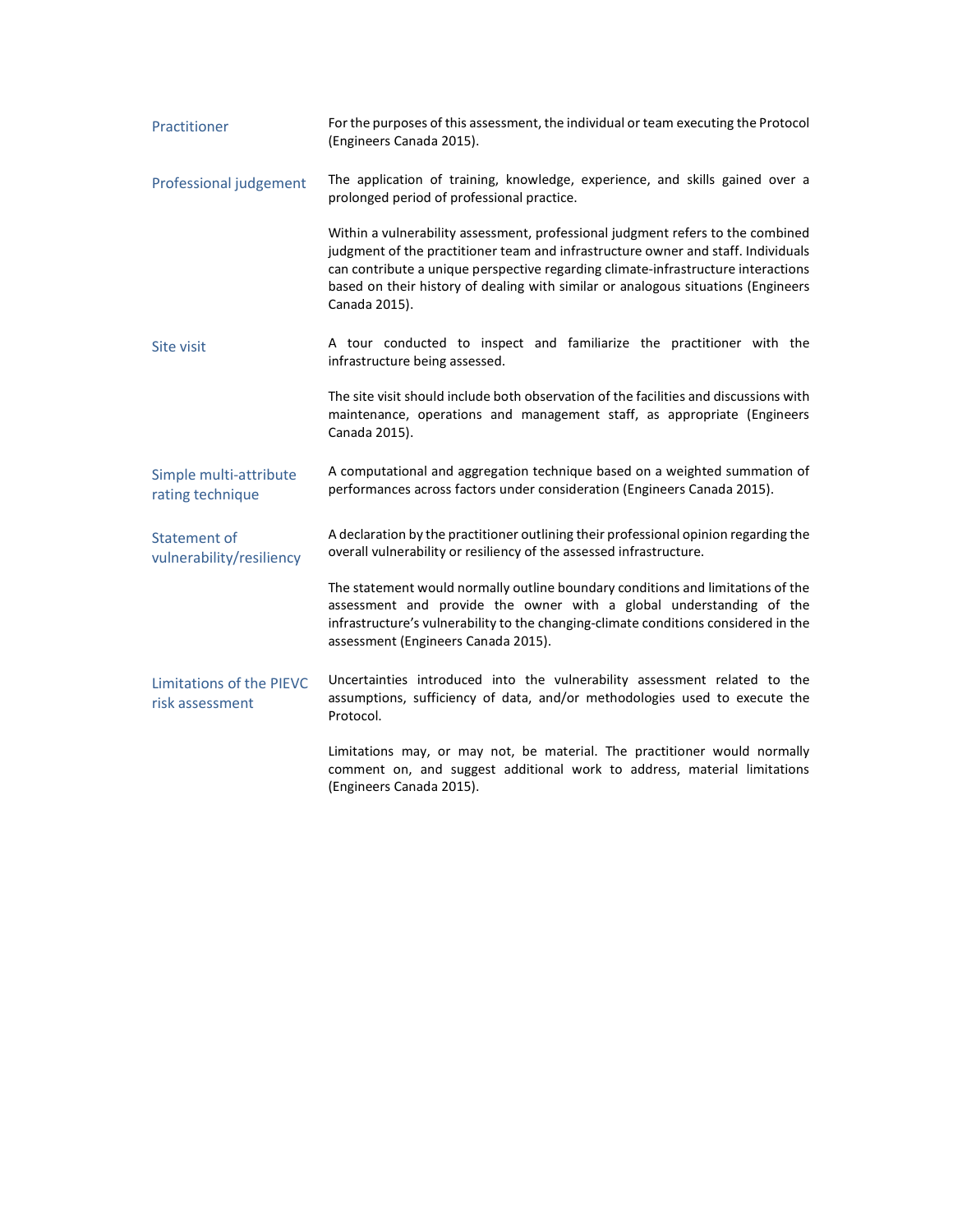**Practitioner**

For the purposes of this assessment, the individual or team executing the Protocol (Engineers Canada 2015).

**Professional judgement**

The application of training, knowledge, experience, and skills gained over a prolonged period of professional practice.

Within a vulnerability assessment, professional judgment refers to the combined judgment of the practitioner team and infrastructure owner and staff. Individuals can contribute a unique perspective regarding climate-infrastructure interactions based on their history of dealing with similar or analogous situations (Engineers Canada 2015).

**Site visit**

A tour conducted to inspect and familiarize the practitioner with the infrastructure being assessed.

The site visit should include both observation of the facilities and discussions with maintenance, operations and management staff, as appropriate (Engineers Canada 2015).

**Simple multi-attribute rating technique**

A computational and aggregation technique based on a weighted summation of performances across factors under consideration (Engineers Canada 2015).

**Statement of vulnerability/resiliency**

A declaration by the practitioner outlining their professional opinion regarding the overall vulnerability or resiliency of the assessed infrastructure.

The statement would normally outline boundary conditions and limitations of the assessment and provide the owner with a global understanding of the infrastructure's vulnerability to the changing-climate conditions considered in the assessment (Engineers Canada 2015).

**Limitations of the PIEVC risk assessment**

Uncertainties introduced into the vulnerability assessment related to the assumptions, sufficiency of data, and/or methodologies used to execute the Protocol.

Limitations may, or may not, be material. The practitioner would normally comment on, and suggest additional work to address, material limitations (Engineers Canada 2015).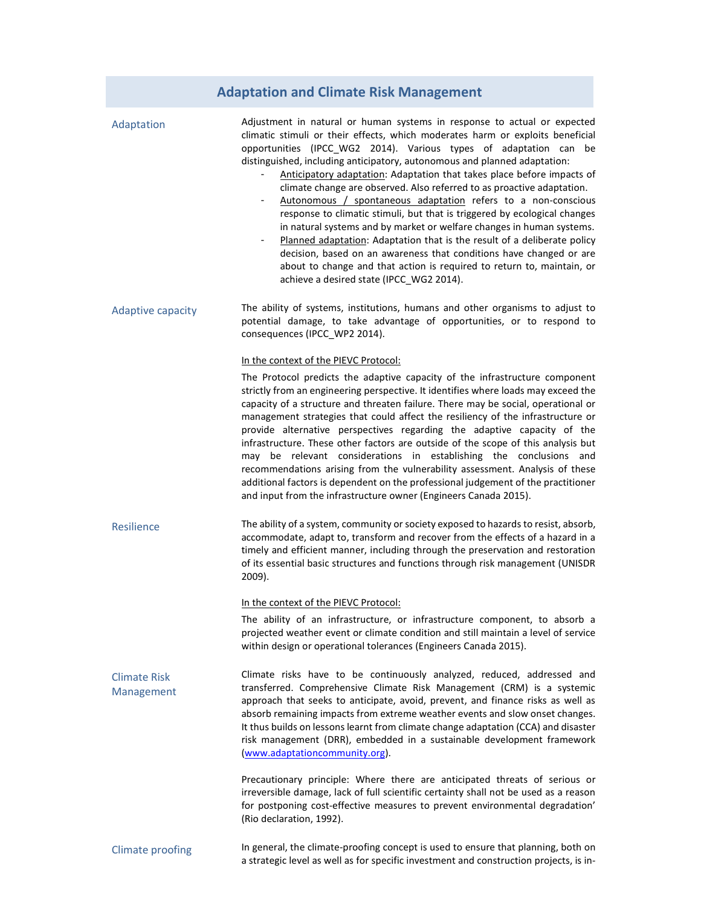## Adaptation and Climate Risk Management

**Adaptation**

Adjustment in natural or human systems in response to actual or expected climatic stimuli or their effects, which moderates harm or exploits beneficial opportunities (IPCC_WG2 2014). Various types of adaptation can be distinguished, including anticipatory, autonomous and planned adaptation:

- Anticipatory adaptation: Adaptation that takes place before impacts of climate change are observed. Also referred to as proactive adaptation.
- Autonomous / spontaneous adaptation refers to a non-conscious response to climatic stimuli, but that is triggered by ecological changes in natural systems and by market or welfare changes in human systems.
- Planned adaptation: Adaptation that is the result of a deliberate policy decision, based on an awareness that conditions have changed or are about to change and that action is required to return to, maintain, or achieve a desired state (IPCC_WG2 2014).

**Adaptive capacity**

The ability of systems, institutions, humans and other organisms to adjust to potential damage, to take advantage of opportunities, or to respond to consequences (IPCC_WP2 2014).

In the context of the PIEVC Protocol:

The Protocol predicts the adaptive capacity of the infrastructure component strictly from an engineering perspective. It identifies where loads may exceed the capacity of a structure and threaten failure. There may be social, operational or management strategies that could affect the resiliency of the infrastructure or provide alternative perspectives regarding the adaptive capacity of the infrastructure. These other factors are outside of the scope of this analysis but may be relevant considerations in establishing the conclusions and recommendations arising from the vulnerability assessment. Analysis of these additional factors is dependent on the professional judgement of the practitioner and input from the infrastructure owner (Engineers Canada 2015).

**Resilience**

The ability of a system, community or society exposed to hazards to resist, absorb, accommodate, adapt to, transform and recover from the effects of a hazard in a timely and efficient manner, including through the preservation and restoration of its essential basic structures and functions through risk management (UNISDR 2009).

In the context of the PIEVC Protocol:

The ability of an infrastructure, or infrastructure component, to absorb a projected weather event or climate condition and still maintain a level of service within design or operational tolerances (Engineers Canada 2015).

**Climate Risk Management**

Climate risks have to be continuously analyzed, reduced, addressed and transferred. Comprehensive Climate Risk Management (CRM) is a systemic approach that seeks to anticipate, avoid, prevent, and finance risks as well as absorb remaining impacts from extreme weather events and slow onset changes. It thus builds on lessons learnt from climate change adaptation (CCA) and disaster risk management (DRR), embedded in a sustainable development framework (www.adaptationcommunity.org).

Precautionary principle: Where there are anticipated threats of serious or irreversible damage, lack of full scientific certainty shall not be used as a reason for postponing cost-effective measures to prevent environmental degradation' (Rio declaration, 1992).

**Climate proofing**

In general, the climate-proofing concept is used to ensure that planning, both on a strategic level as well as for specific investment and construction projects, is in-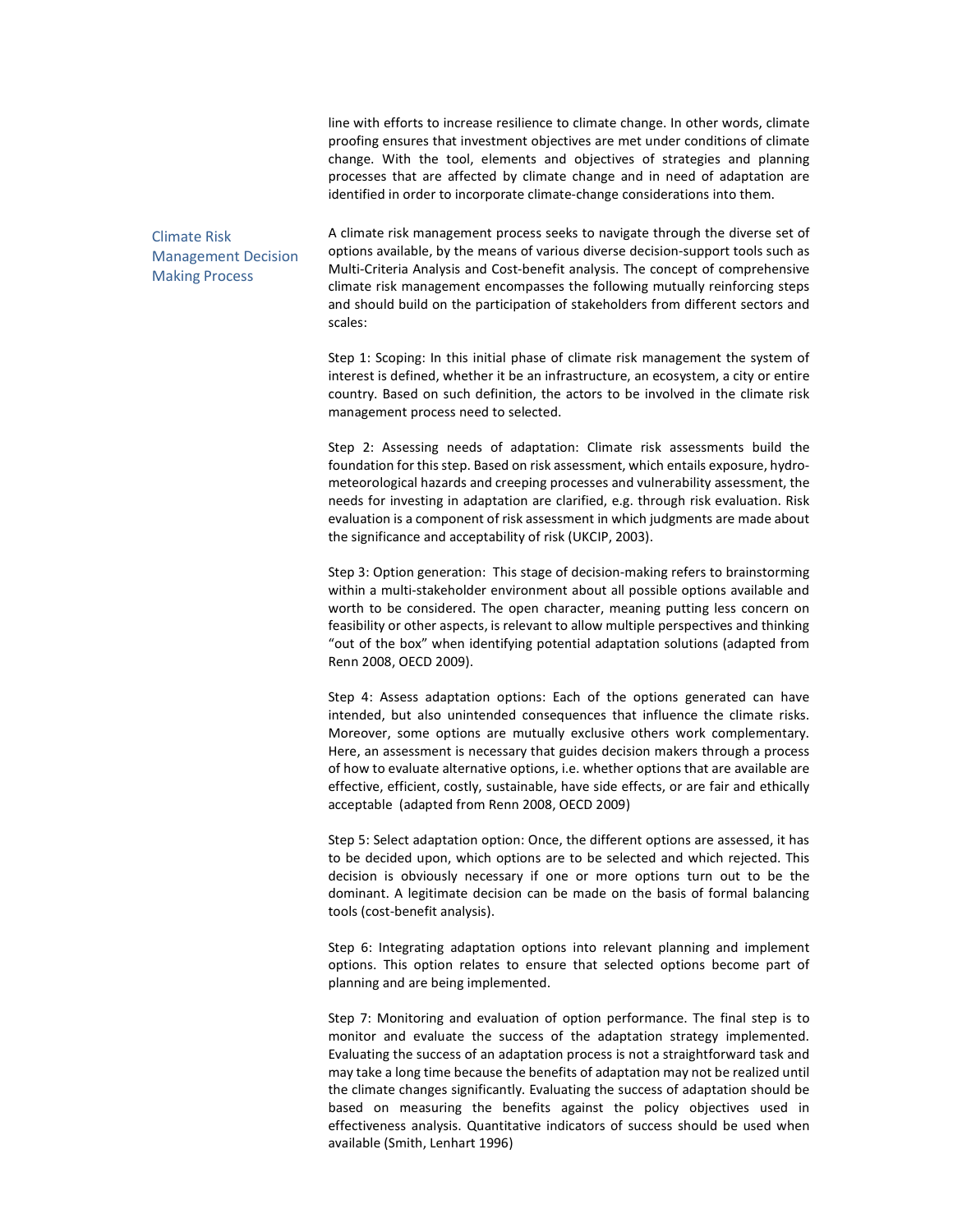line with efforts to increase resilience to climate change. In other words, climate proofing ensures that investment objectives are met under conditions of climate change. With the tool, elements and objectives of strategies and planning processes that are affected by climate change and in need of adaptation are identified in order to incorporate climate-change considerations into them.

## Climate Risk Management Decision Making Process

A climate risk management process seeks to navigate through the diverse set of options available, by the means of various diverse decision-support tools such as Multi-Criteria Analysis and Cost-benefit analysis. The concept of comprehensive climate risk management encompasses the following mutually reinforcing steps and should build on the participation of stakeholders from different sectors and scales:

Step 1: Scoping: In this initial phase of climate risk management the system of interest is defined, whether it be an infrastructure, an ecosystem, a city or entire country. Based on such definition, the actors to be involved in the climate risk management process need to selected.

Step 2: Assessing needs of adaptation: Climate risk assessments build the foundation for this step. Based on risk assessment, which entails exposure, hydro-meteorological hazards and creeping processes and vulnerability assessment, the needs for investing in adaptation are clarified, e.g. through risk evaluation. Risk evaluation is a component of risk assessment in which judgments are made about the significance and acceptability of risk (UKCIP, 2003).

Step 3: Option generation: This stage of decision-making refers to brainstorming within a multi-stakeholder environment about all possible options available and worth to be considered. The open character, meaning putting less concern on feasibility or other aspects, is relevant to allow multiple perspectives and thinking "out of the box" when identifying potential adaptation solutions (adapted from Renn 2008, OECD 2009).

Step 4: Assess adaptation options: Each of the options generated can have intended, but also unintended consequences that influence the climate risks. Moreover, some options are mutually exclusive others work complementary. Here, an assessment is necessary that guides decision makers through a process of how to evaluate alternative options, i.e. whether options that are available are effective, efficient, costly, sustainable, have side effects, or are fair and ethically acceptable (adapted from Renn 2008, OECD 2009)

Step 5: Select adaptation option: Once, the different options are assessed, it has to be decided upon, which options are to be selected and which rejected. This decision is obviously necessary if one or more options turn out to be the dominant. A legitimate decision can be made on the basis of formal balancing tools (cost-benefit analysis).

Step 6: Integrating adaptation options into relevant planning and implement options. This option relates to ensure that selected options become part of planning and are being implemented.

Step 7: Monitoring and evaluation of option performance. The final step is to monitor and evaluate the success of the adaptation strategy implemented. Evaluating the success of an adaptation process is not a straightforward task and may take a long time because the benefits of adaptation may not be realized until the climate changes significantly. Evaluating the success of adaptation should be based on measuring the benefits against the policy objectives used in effectiveness analysis. Quantitative indicators of success should be used when available (Smith, Lenhart 1996)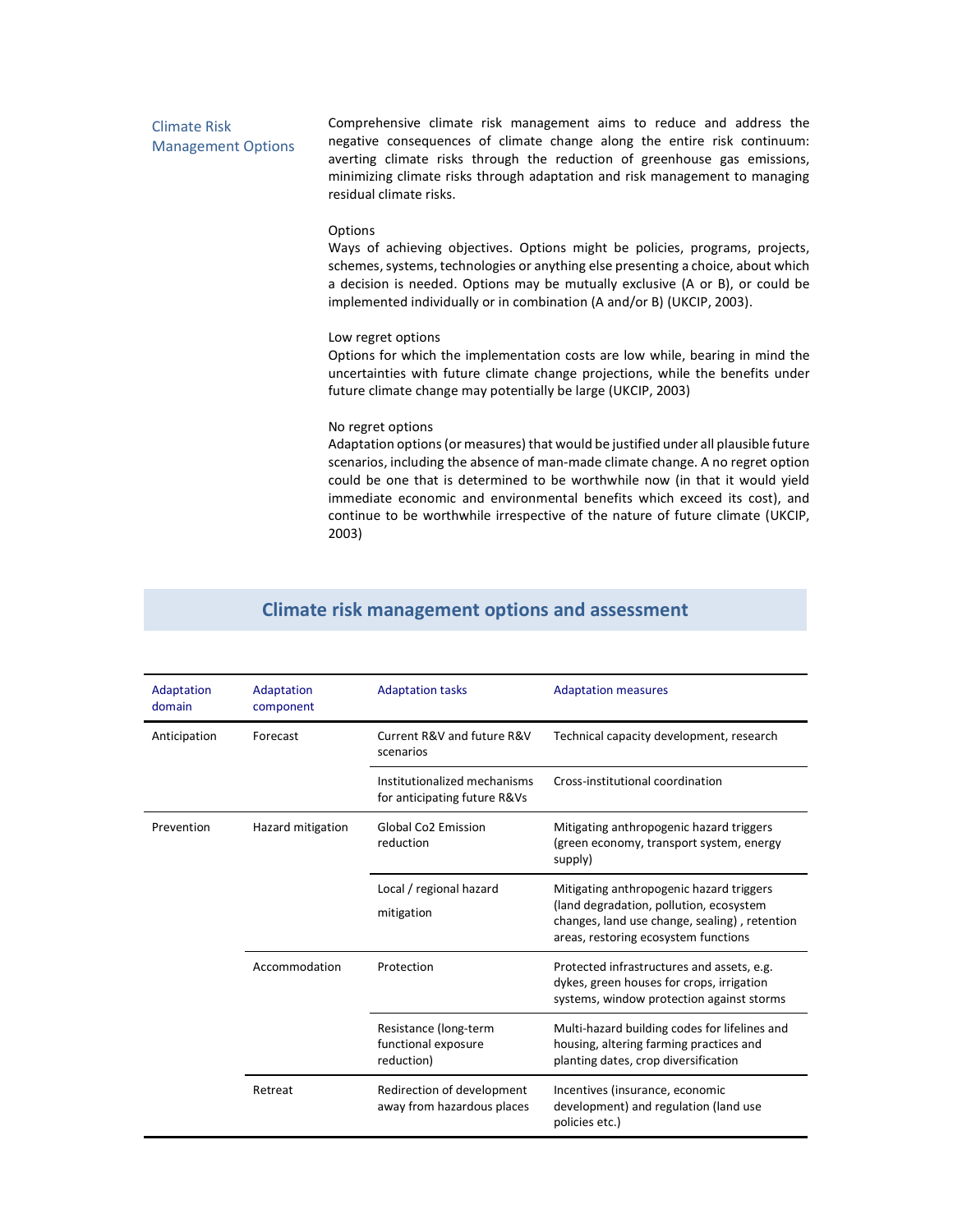### Climate Risk Management Options

Comprehensive climate risk management aims to reduce and address the negative consequences of climate change along the entire risk continuum: averting climate risks through the reduction of greenhouse gas emissions, minimizing climate risks through adaptation and risk management to managing residual climate risks.

Options

Ways of achieving objectives. Options might be policies, programs, projects, schemes, systems, technologies or anything else presenting a choice, about which a decision is needed. Options may be mutually exclusive (A or B), or could be implemented individually or in combination (A and/or B) (UKCIP, 2003).

Low regret options

Options for which the implementation costs are low while, bearing in mind the uncertainties with future climate change projections, while the benefits under future climate change may potentially be large (UKCIP, 2003)

No regret options

Adaptation options (or measures) that would be justified under all plausible future scenarios, including the absence of man-made climate change. A no regret option could be one that is determined to be worthwhile now (in that it would yield immediate economic and environmental benefits which exceed its cost), and continue to be worthwhile irrespective of the nature of future climate (UKCIP, 2003)

## Climate risk management options and assessment

| Adaptation domain | Adaptation component | Adaptation tasks | Adaptation measures |
|---|---|---|---|
| Anticipation | Forecast | Current R&V and future R&V scenarios | Technical capacity development, research |
| | | Institutionalized mechanisms for anticipating future R&Vs | Cross-institutional coordination |
| Prevention | Hazard mitigation | Global Co2 Emission reduction | Mitigating anthropogenic hazard triggers (green economy, transport system, energy supply) |
| | | Local / regional hazard mitigation | Mitigating anthropogenic hazard triggers (land degradation, pollution, ecosystem changes, land use change, sealing) , retention areas, restoring ecosystem functions |
| | Accommodation | Protection | Protected infrastructures and assets, e.g. dykes, green houses for crops, irrigation systems, window protection against storms |
| | | Resistance (long-term functional exposure reduction) | Multi-hazard building codes for lifelines and housing, altering farming practices and planting dates, crop diversification |
| | Retreat | Redirection of development away from hazardous places | Incentives (insurance, economic development) and regulation (land use policies etc.) |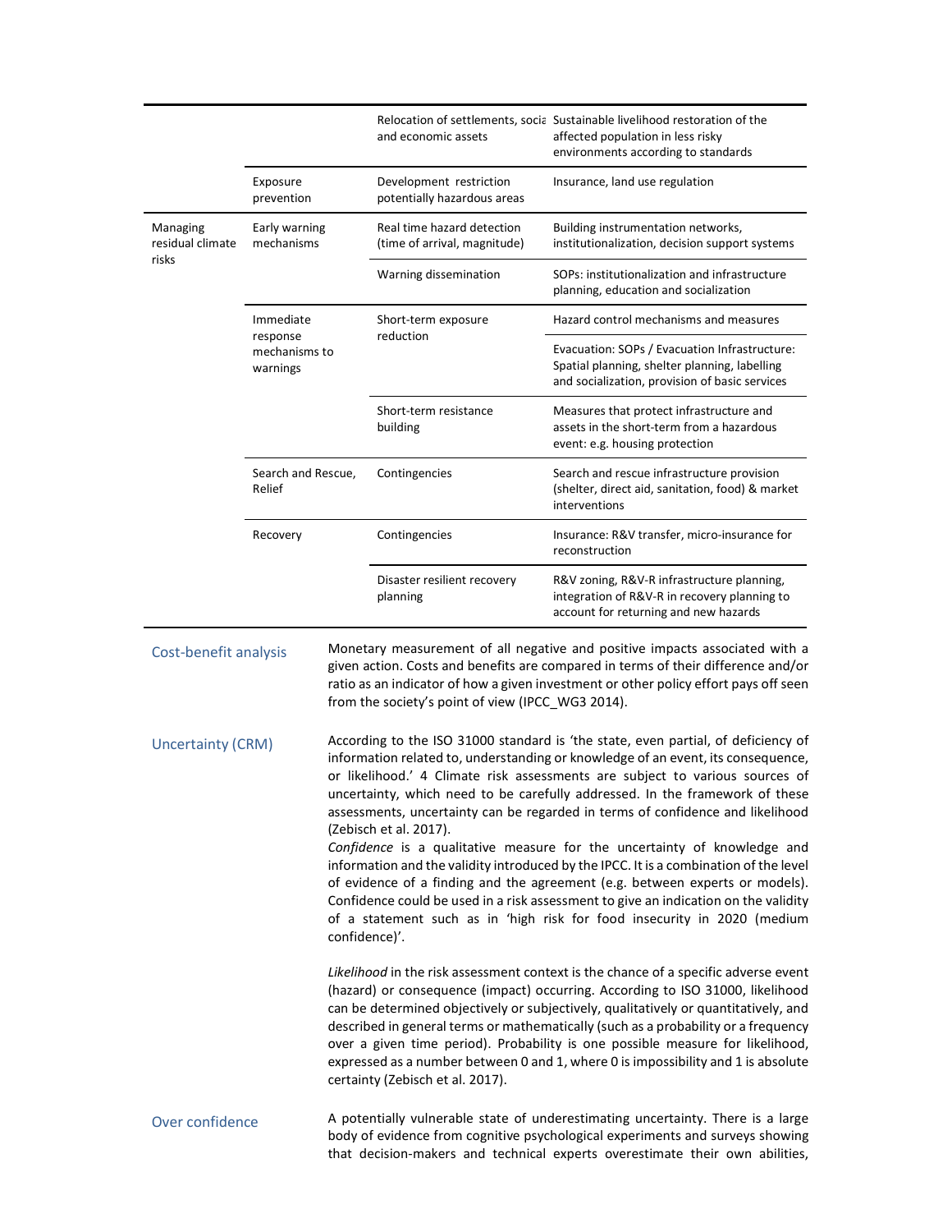| | | | |
|---|---|---|---|
| | | Relocation of settlements, social and economic assets | Sustainable livelihood restoration of the affected population in less risky environments according to standards |
| | Exposure prevention | Development restriction potentially hazardous areas | Insurance, land use regulation |
| Managing residual climate risks | Early warning mechanisms | Real time hazard detection (time of arrival, magnitude) | Building instrumentation networks, institutionalization, decision support systems |
| | | Warning dissemination | SOPs: institutionalization and infrastructure planning, education and socialization |
| | Immediate response mechanisms to warnings | Short-term exposure reduction | Hazard control mechanisms and measures |
| | | | Evacuation: SOPs / Evacuation Infrastructure: Spatial planning, shelter planning, labelling and socialization, provision of basic services |
| | | Short-term resistance building | Measures that protect infrastructure and assets in the short-term from a hazardous event: e.g. housing protection |
| | Search and Rescue, Relief | Contingencies | Search and rescue infrastructure provision (shelter, direct aid, sanitation, food) & market interventions |
| | Recovery | Contingencies | Insurance: R&V transfer, micro-insurance for reconstruction |
| | | Disaster resilient recovery planning | R&V zoning, R&V-R infrastructure planning, integration of R&V-R in recovery planning to account for returning and new hazards |

| | |
|---|---|
| Cost-benefit analysis | Monetary measurement of all negative and positive impacts associated with a given action. Costs and benefits are compared in terms of their difference and/or ratio as an indicator of how a given investment or other policy effort pays off seen from the society's point of view (IPCC_WG3 2014). |
| Uncertainty (CRM) | According to the ISO 31000 standard is 'the state, even partial, of deficiency of information related to, understanding or knowledge of an event, its consequence, or likelihood.' 4 Climate risk assessments are subject to various sources of uncertainty, which need to be carefully addressed. In the framework of these assessments, uncertainty can be regarded in terms of confidence and likelihood (Zebisch et al. 2017).<br>*Confidence* is a qualitative measure for the uncertainty of knowledge and information and the validity introduced by the IPCC. It is a combination of the level of evidence of a finding and the agreement (e.g. between experts or models). Confidence could be used in a risk assessment to give an indication on the validity of a statement such as in 'high risk for food insecurity in 2020 (medium confidence)'.<br><br>*Likelihood* in the risk assessment context is the chance of a specific adverse event (hazard) or consequence (impact) occurring. According to ISO 31000, likelihood can be determined objectively or subjectively, qualitatively or quantitatively, and described in general terms or mathematically (such as a probability or a frequency over a given time period). Probability is one possible measure for likelihood, expressed as a number between 0 and 1, where 0 is impossibility and 1 is absolute certainty (Zebisch et al. 2017). |
| Over confidence | A potentially vulnerable state of underestimating uncertainty. There is a large body of evidence from cognitive psychological experiments and surveys showing that decision-makers and technical experts overestimate their own abilities, |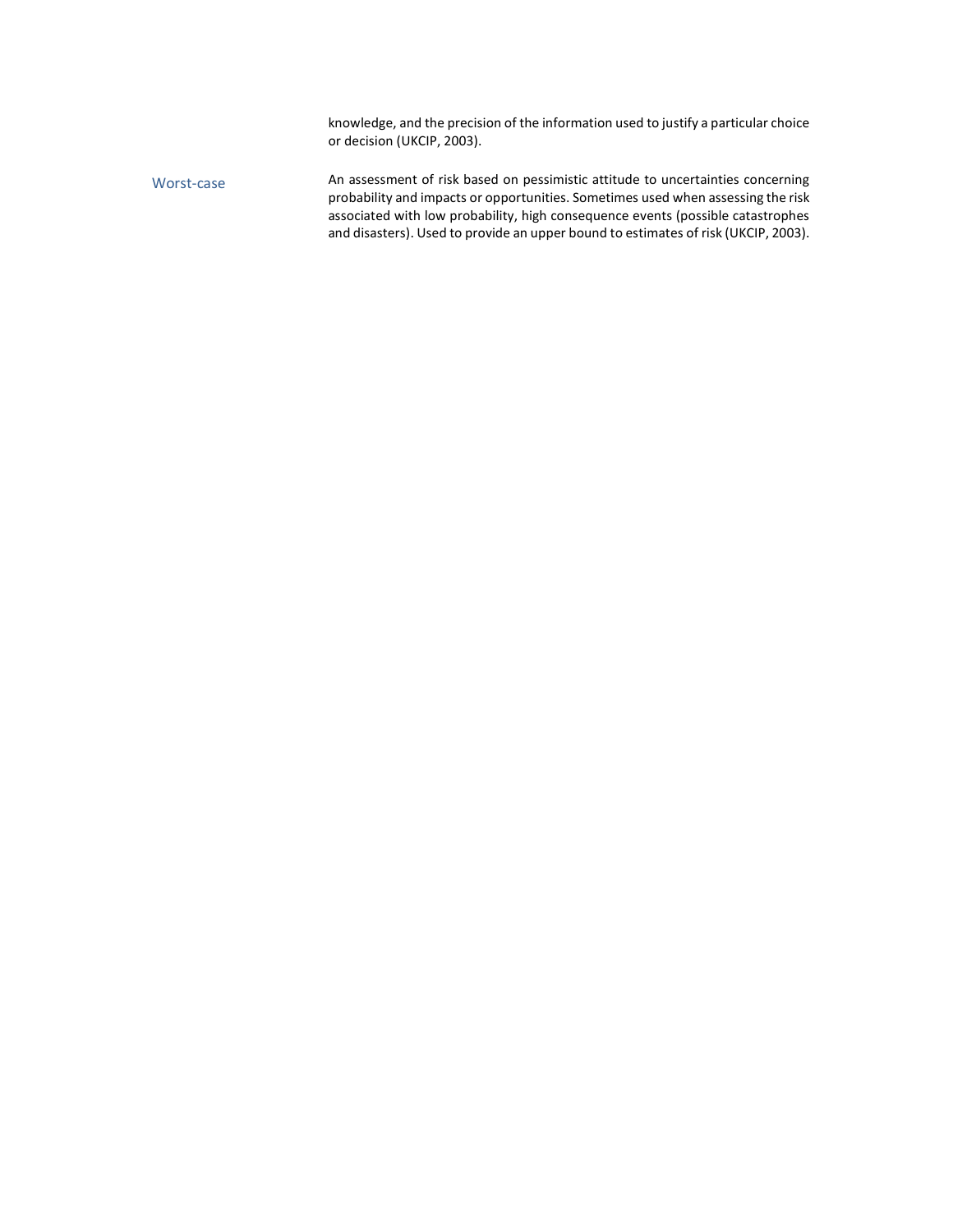knowledge, and the precision of the information used to justify a particular choice or decision (UKCIP, 2003).

**Worst-case**

An assessment of risk based on pessimistic attitude to uncertainties concerning probability and impacts or opportunities. Sometimes used when assessing the risk associated with low probability, high consequence events (possible catastrophes and disasters). Used to provide an upper bound to estimates of risk (UKCIP, 2003).